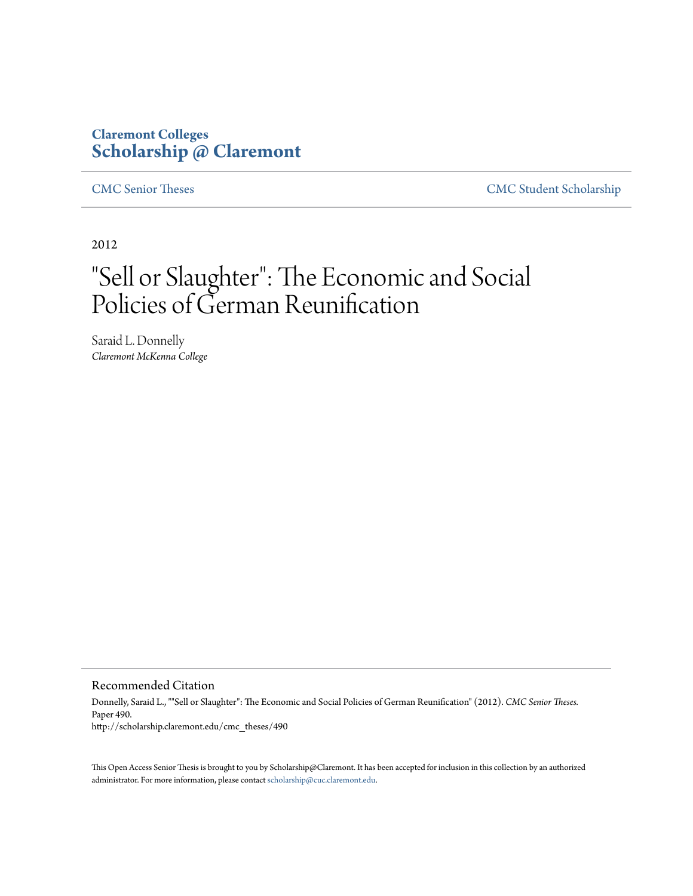**Claremont Colleges**
**Scholarship @ Claremont**

CMC Senior Theses | CMC Student Scholarship

2012

# "Sell or Slaughter": The Economic and Social Policies of German Reunification

Saraid L. Donnelly
*Claremont McKenna College*

## Recommended Citation

Donnelly, Saraid L., ""Sell or Slaughter": The Economic and Social Policies of German Reunification" (2012). *CMC Senior Theses.* Paper 490.
http://scholarship.claremont.edu/cmc_theses/490

This Open Access Senior Thesis is brought to you by Scholarship@Claremont. It has been accepted for inclusion in this collection by an authorized administrator. For more information, please contact scholarship@cuc.claremont.edu.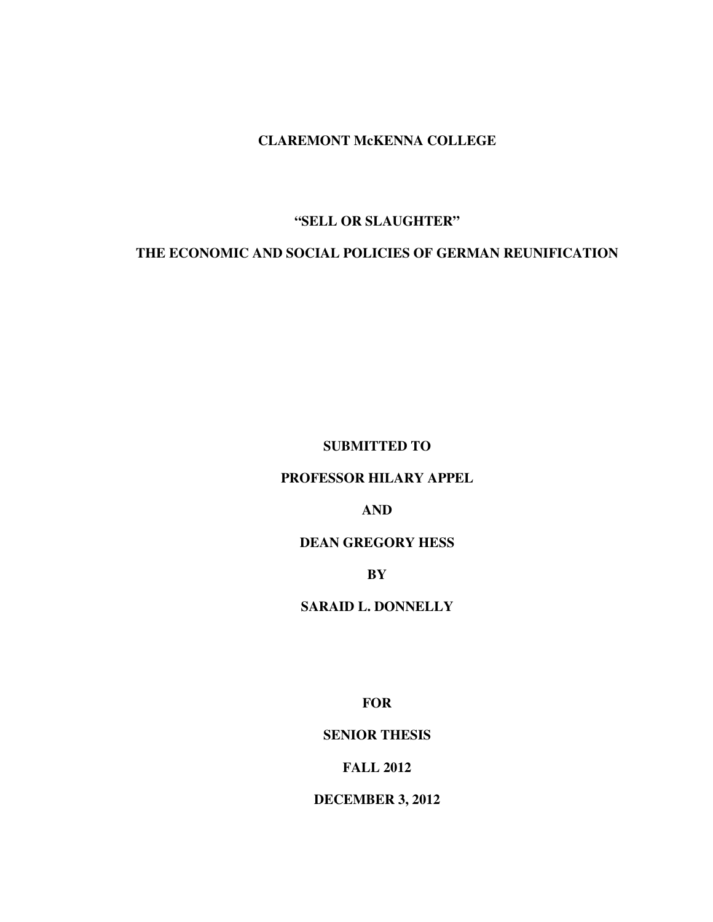**CLAREMONT McKENNA COLLEGE**

# "SELL OR SLAUGHTER"

# THE ECONOMIC AND SOCIAL POLICIES OF GERMAN REUNIFICATION

**SUBMITTED TO**

**PROFESSOR HILARY APPEL**

**AND**

**DEAN GREGORY HESS**

**BY**

**SARAID L. DONNELLY**

**FOR**

**SENIOR THESIS**

**FALL 2012**

**DECEMBER 3, 2012**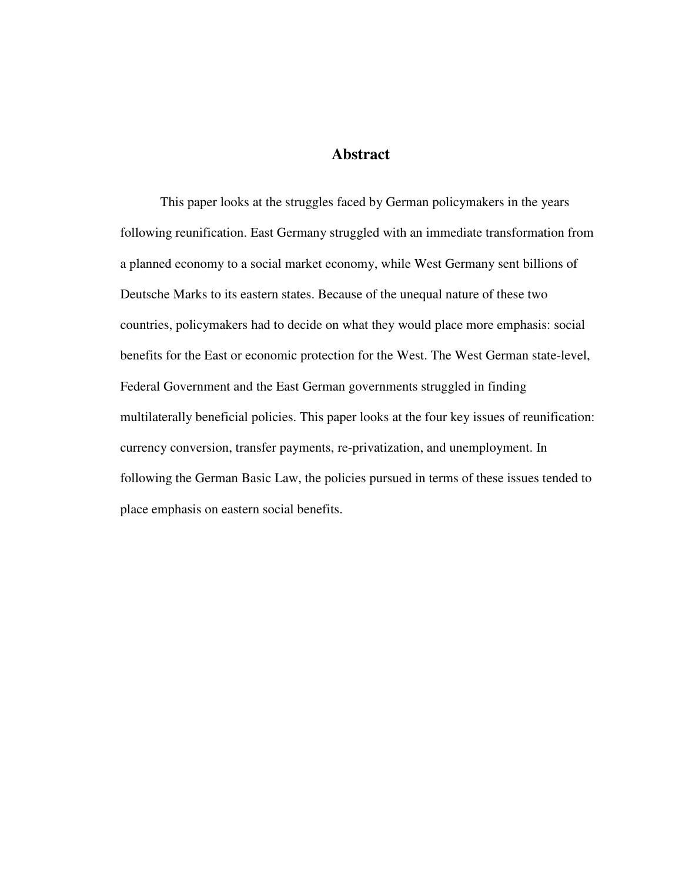# Abstract

This paper looks at the struggles faced by German policymakers in the years following reunification. East Germany struggled with an immediate transformation from a planned economy to a social market economy, while West Germany sent billions of Deutsche Marks to its eastern states. Because of the unequal nature of these two countries, policymakers had to decide on what they would place more emphasis: social benefits for the East or economic protection for the West. The West German state-level, Federal Government and the East German governments struggled in finding multilaterally beneficial policies. This paper looks at the four key issues of reunification: currency conversion, transfer payments, re-privatization, and unemployment. In following the German Basic Law, the policies pursued in terms of these issues tended to place emphasis on eastern social benefits.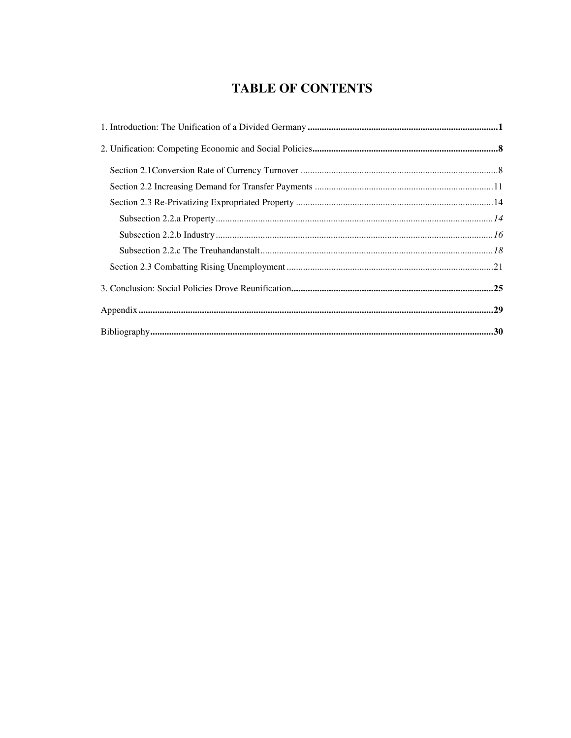# TABLE OF CONTENTS

1. Introduction: The Unification of a Divided Germany ........ **1**

2. Unification: Competing Economic and Social Policies ........ **8**

 Section 2.1Conversion Rate of Currency Turnover ........ 8

 Section 2.2 Increasing Demand for Transfer Payments ........ 11

 Section 2.3 Re-Privatizing Expropriated Property ........ 14

  Subsection 2.2.a Property ........ *14*

  Subsection 2.2.b Industry ........ *16*

  Subsection 2.2.c The Treuhandanstalt ........ *18*

 Section 2.3 Combatting Rising Unemployment ........ 21

3. Conclusion: Social Policies Drove Reunification ........ **25**

Appendix ........ **29**

Bibliography ........ **30**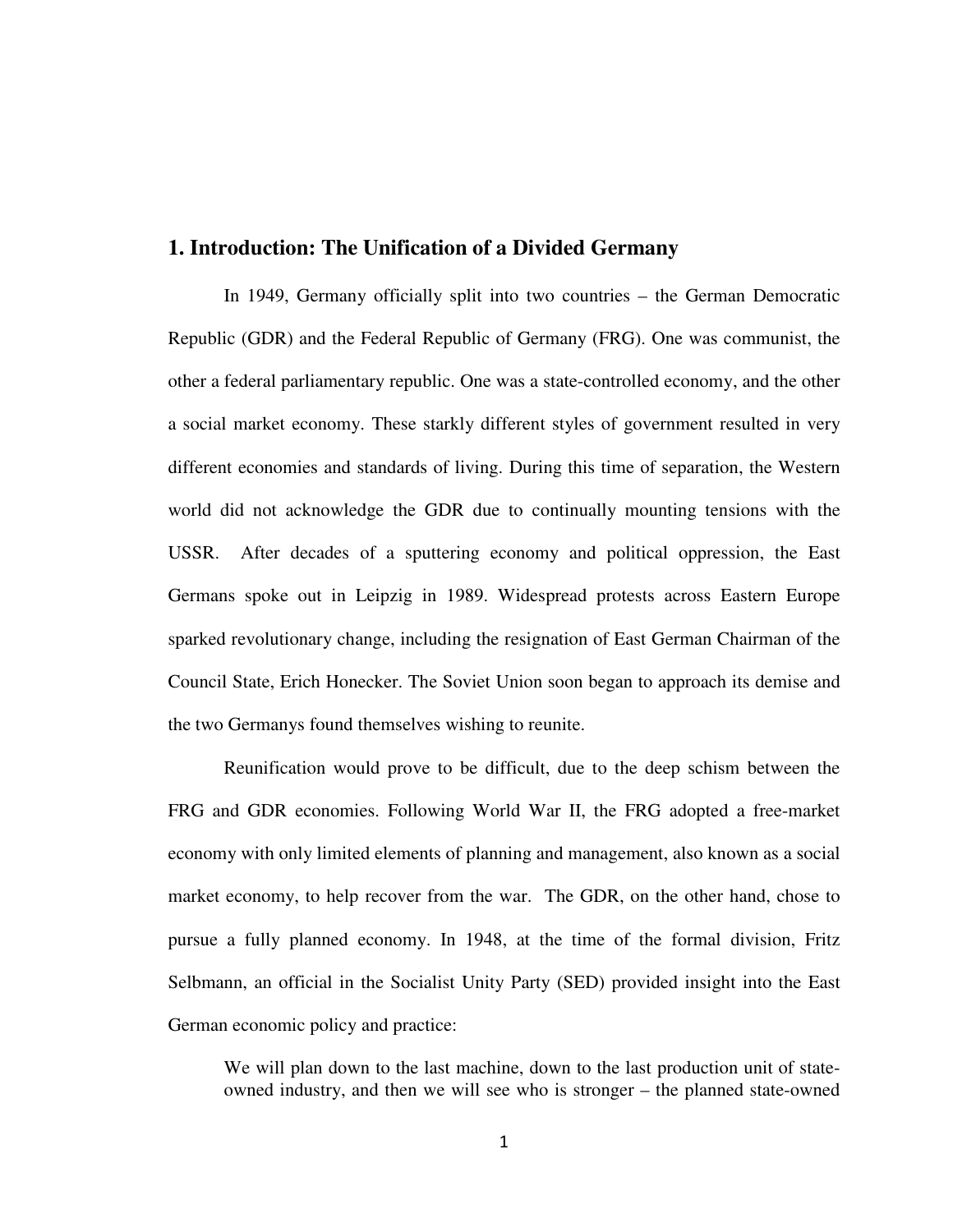## 1. Introduction: The Unification of a Divided Germany

In 1949, Germany officially split into two countries – the German Democratic Republic (GDR) and the Federal Republic of Germany (FRG). One was communist, the other a federal parliamentary republic. One was a state-controlled economy, and the other a social market economy. These starkly different styles of government resulted in very different economies and standards of living. During this time of separation, the Western world did not acknowledge the GDR due to continually mounting tensions with the USSR. After decades of a sputtering economy and political oppression, the East Germans spoke out in Leipzig in 1989. Widespread protests across Eastern Europe sparked revolutionary change, including the resignation of East German Chairman of the Council State, Erich Honecker. The Soviet Union soon began to approach its demise and the two Germanys found themselves wishing to reunite.

Reunification would prove to be difficult, due to the deep schism between the FRG and GDR economies. Following World War II, the FRG adopted a free-market economy with only limited elements of planning and management, also known as a social market economy, to help recover from the war. The GDR, on the other hand, chose to pursue a fully planned economy. In 1948, at the time of the formal division, Fritz Selbmann, an official in the Socialist Unity Party (SED) provided insight into the East German economic policy and practice:

> We will plan down to the last machine, down to the last production unit of state-owned industry, and then we will see who is stronger – the planned state-owned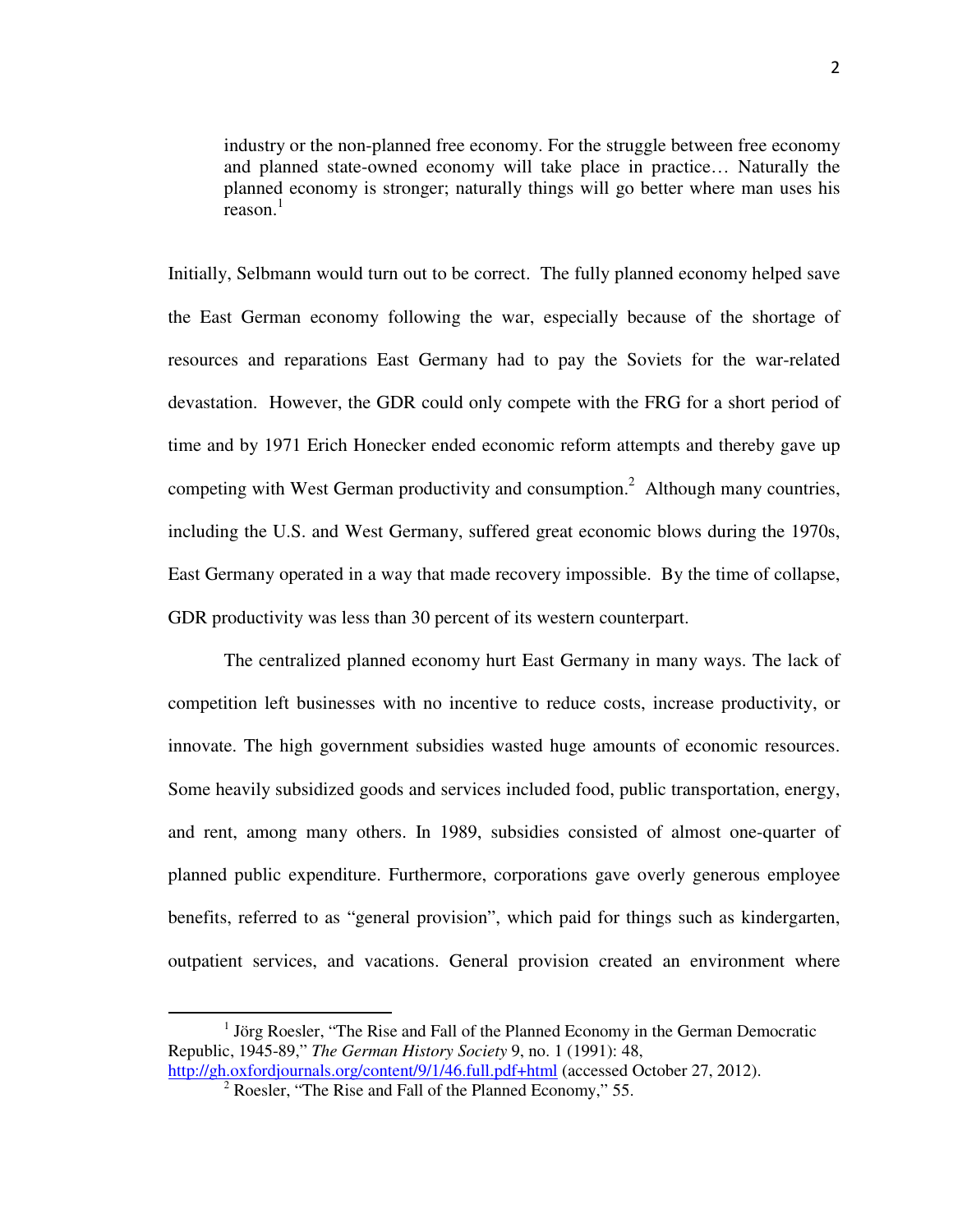> industry or the non-planned free economy. For the struggle between free economy and planned state-owned economy will take place in practice… Naturally the planned economy is stronger; naturally things will go better where man uses his reason.[1]

Initially, Selbmann would turn out to be correct. The fully planned economy helped save the East German economy following the war, especially because of the shortage of resources and reparations East Germany had to pay the Soviets for the war-related devastation. However, the GDR could only compete with the FRG for a short period of time and by 1971 Erich Honecker ended economic reform attempts and thereby gave up competing with West German productivity and consumption.[2] Although many countries, including the U.S. and West Germany, suffered great economic blows during the 1970s, East Germany operated in a way that made recovery impossible. By the time of collapse, GDR productivity was less than 30 percent of its western counterpart.

The centralized planned economy hurt East Germany in many ways. The lack of competition left businesses with no incentive to reduce costs, increase productivity, or innovate. The high government subsidies wasted huge amounts of economic resources. Some heavily subsidized goods and services included food, public transportation, energy, and rent, among many others. In 1989, subsidies consisted of almost one-quarter of planned public expenditure. Furthermore, corporations gave overly generous employee benefits, referred to as "general provision", which paid for things such as kindergarten, outpatient services, and vacations. General provision created an environment where

---

[1] Jörg Roesler, "The Rise and Fall of the Planned Economy in the German Democratic Republic, 1945-89," *The German History Society* 9, no. 1 (1991): 48, http://gh.oxfordjournals.org/content/9/1/46.full.pdf+html (accessed October 27, 2012).

[2] Roesler, "The Rise and Fall of the Planned Economy," 55.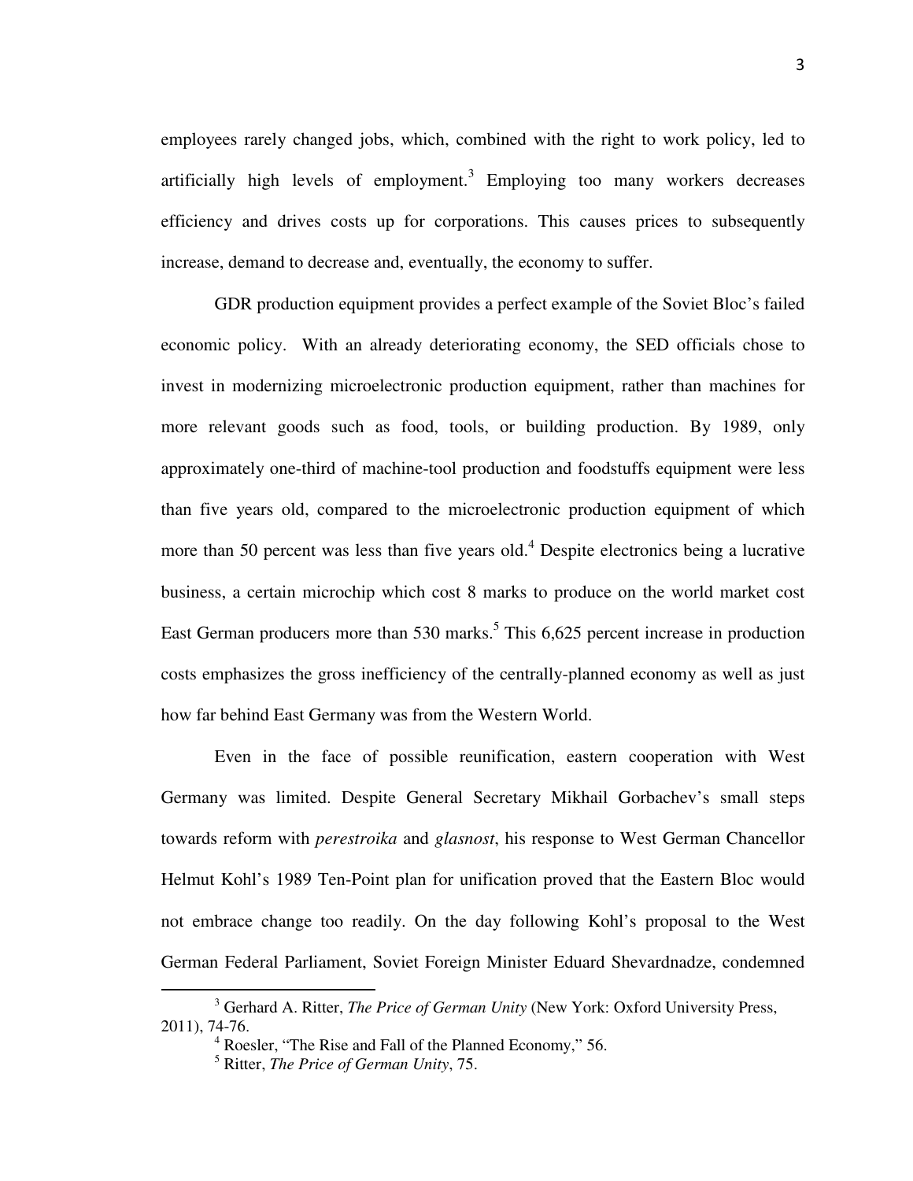employees rarely changed jobs, which, combined with the right to work policy, led to artificially high levels of employment.[3] Employing too many workers decreases efficiency and drives costs up for corporations. This causes prices to subsequently increase, demand to decrease and, eventually, the economy to suffer.

GDR production equipment provides a perfect example of the Soviet Bloc's failed economic policy. With an already deteriorating economy, the SED officials chose to invest in modernizing microelectronic production equipment, rather than machines for more relevant goods such as food, tools, or building production. By 1989, only approximately one-third of machine-tool production and foodstuffs equipment were less than five years old, compared to the microelectronic production equipment of which more than 50 percent was less than five years old.[4] Despite electronics being a lucrative business, a certain microchip which cost 8 marks to produce on the world market cost East German producers more than 530 marks.[5] This 6,625 percent increase in production costs emphasizes the gross inefficiency of the centrally-planned economy as well as just how far behind East Germany was from the Western World.

Even in the face of possible reunification, eastern cooperation with West Germany was limited. Despite General Secretary Mikhail Gorbachev's small steps towards reform with *perestroika* and *glasnost*, his response to West German Chancellor Helmut Kohl's 1989 Ten-Point plan for unification proved that the Eastern Bloc would not embrace change too readily. On the day following Kohl's proposal to the West German Federal Parliament, Soviet Foreign Minister Eduard Shevardnadze, condemned

---

[3] Gerhard A. Ritter, *The Price of German Unity* (New York: Oxford University Press, 2011), 74-76.

[4] Roesler, "The Rise and Fall of the Planned Economy," 56.

[5] Ritter, *The Price of German Unity*, 75.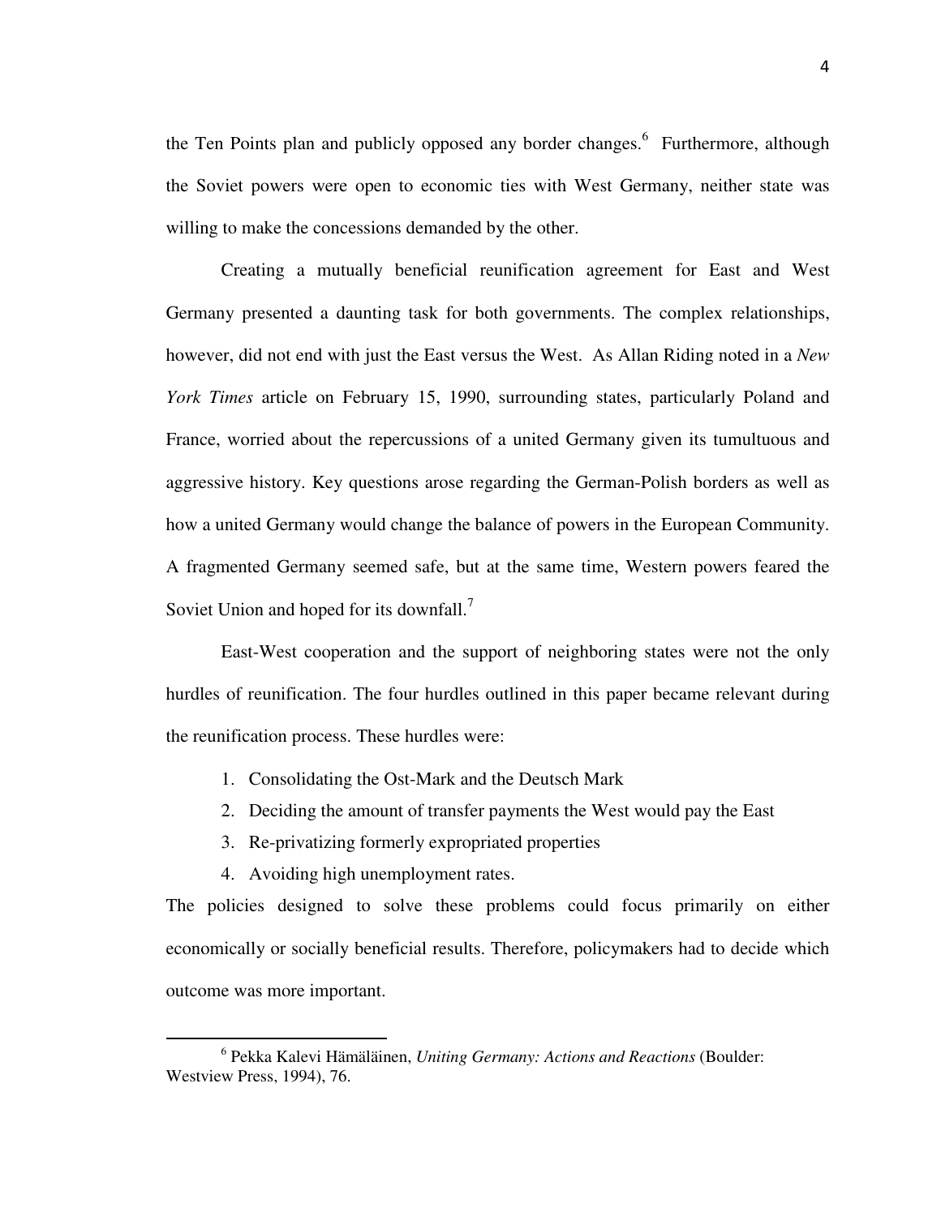the Ten Points plan and publicly opposed any border changes.[6] Furthermore, although the Soviet powers were open to economic ties with West Germany, neither state was willing to make the concessions demanded by the other.

Creating a mutually beneficial reunification agreement for East and West Germany presented a daunting task for both governments. The complex relationships, however, did not end with just the East versus the West. As Allan Riding noted in a *New York Times* article on February 15, 1990, surrounding states, particularly Poland and France, worried about the repercussions of a united Germany given its tumultuous and aggressive history. Key questions arose regarding the German-Polish borders as well as how a united Germany would change the balance of powers in the European Community. A fragmented Germany seemed safe, but at the same time, Western powers feared the Soviet Union and hoped for its downfall.[7]

East-West cooperation and the support of neighboring states were not the only hurdles of reunification. The four hurdles outlined in this paper became relevant during the reunification process. These hurdles were:

1. Consolidating the Ost-Mark and the Deutsch Mark
2. Deciding the amount of transfer payments the West would pay the East
3. Re-privatizing formerly expropriated properties
4. Avoiding high unemployment rates.

The policies designed to solve these problems could focus primarily on either economically or socially beneficial results. Therefore, policymakers had to decide which outcome was more important.

---

[6] Pekka Kalevi Hämäläinen, *Uniting Germany: Actions and Reactions* (Boulder: Westview Press, 1994), 76.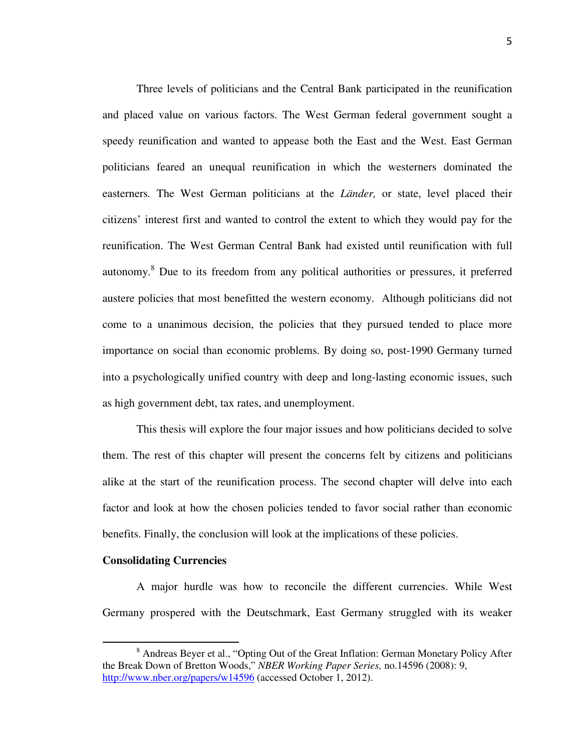Three levels of politicians and the Central Bank participated in the reunification and placed value on various factors. The West German federal government sought a speedy reunification and wanted to appease both the East and the West. East German politicians feared an unequal reunification in which the westerners dominated the easterners. The West German politicians at the *Länder,* or state, level placed their citizens' interest first and wanted to control the extent to which they would pay for the reunification. The West German Central Bank had existed until reunification with full autonomy.[8] Due to its freedom from any political authorities or pressures, it preferred austere policies that most benefitted the western economy. Although politicians did not come to a unanimous decision, the policies that they pursued tended to place more importance on social than economic problems. By doing so, post-1990 Germany turned into a psychologically unified country with deep and long-lasting economic issues, such as high government debt, tax rates, and unemployment.

This thesis will explore the four major issues and how politicians decided to solve them. The rest of this chapter will present the concerns felt by citizens and politicians alike at the start of the reunification process. The second chapter will delve into each factor and look at how the chosen policies tended to favor social rather than economic benefits. Finally, the conclusion will look at the implications of these policies.

**Consolidating Currencies**

A major hurdle was how to reconcile the different currencies. While West Germany prospered with the Deutschmark, East Germany struggled with its weaker

---

[8] Andreas Beyer et al., "Opting Out of the Great Inflation: German Monetary Policy After the Break Down of Bretton Woods," *NBER Working Paper Series,* no.14596 (2008): 9, http://www.nber.org/papers/w14596 (accessed October 1, 2012).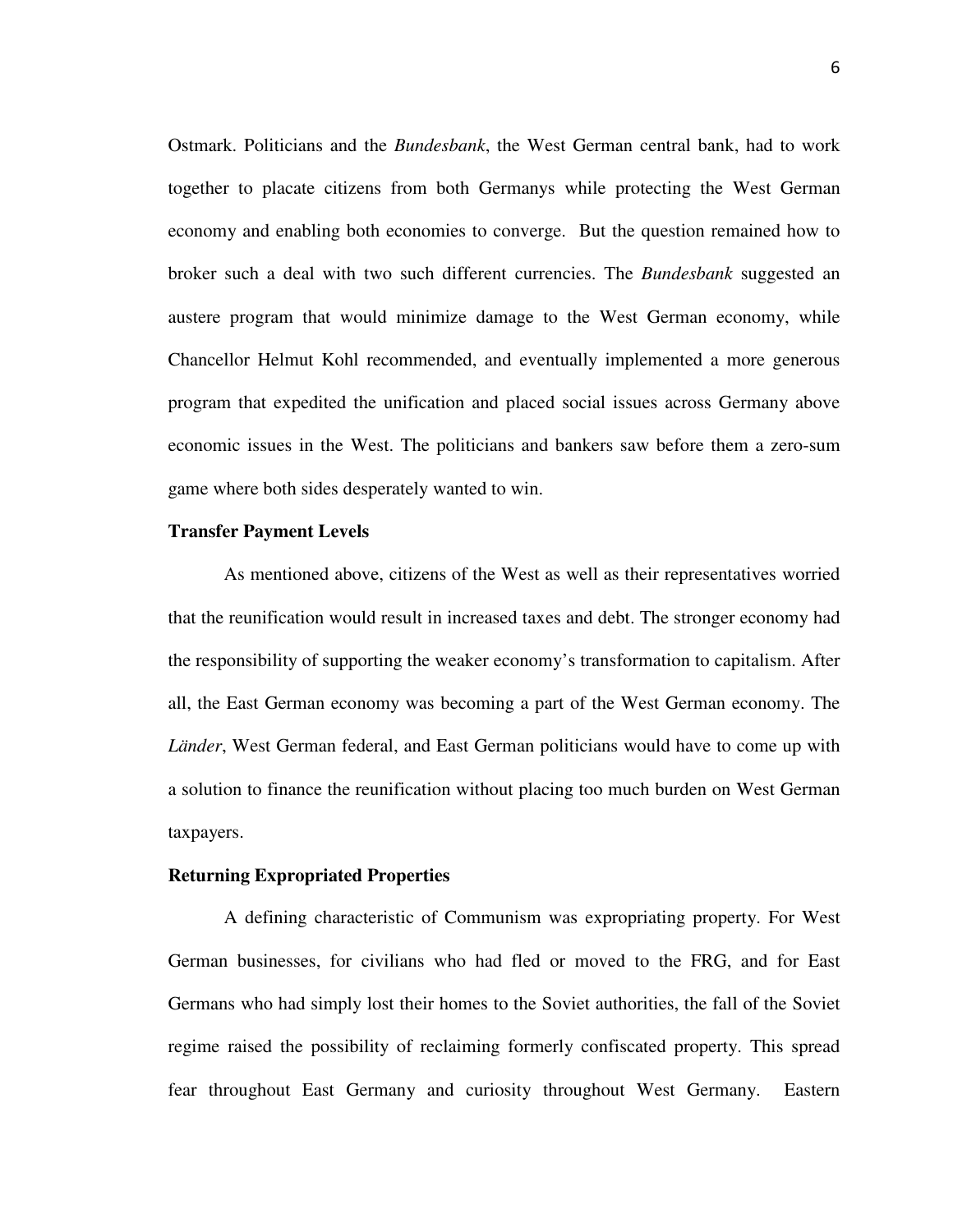Ostmark. Politicians and the *Bundesbank*, the West German central bank, had to work together to placate citizens from both Germanys while protecting the West German economy and enabling both economies to converge. But the question remained how to broker such a deal with two such different currencies. The *Bundesbank* suggested an austere program that would minimize damage to the West German economy, while Chancellor Helmut Kohl recommended, and eventually implemented a more generous program that expedited the unification and placed social issues across Germany above economic issues in the West. The politicians and bankers saw before them a zero-sum game where both sides desperately wanted to win.

### Transfer Payment Levels

As mentioned above, citizens of the West as well as their representatives worried that the reunification would result in increased taxes and debt. The stronger economy had the responsibility of supporting the weaker economy's transformation to capitalism. After all, the East German economy was becoming a part of the West German economy. The *Länder*, West German federal, and East German politicians would have to come up with a solution to finance the reunification without placing too much burden on West German taxpayers.

### Returning Expropriated Properties

A defining characteristic of Communism was expropriating property. For West German businesses, for civilians who had fled or moved to the FRG, and for East Germans who had simply lost their homes to the Soviet authorities, the fall of the Soviet regime raised the possibility of reclaiming formerly confiscated property. This spread fear throughout East Germany and curiosity throughout West Germany. Eastern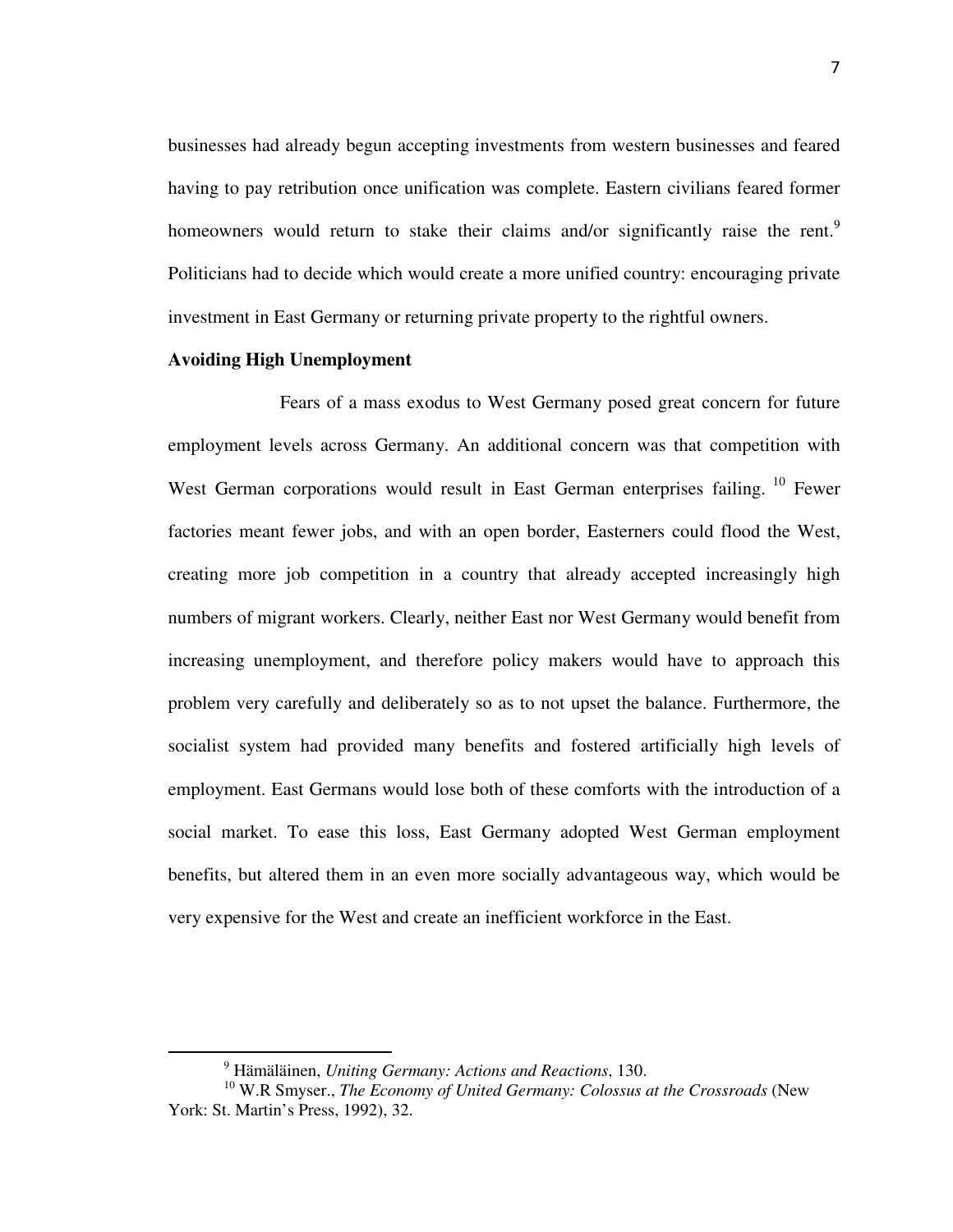businesses had already begun accepting investments from western businesses and feared having to pay retribution once unification was complete. Eastern civilians feared former homeowners would return to stake their claims and/or significantly raise the rent.[9] Politicians had to decide which would create a more unified country: encouraging private investment in East Germany or returning private property to the rightful owners.

**Avoiding High Unemployment**

Fears of a mass exodus to West Germany posed great concern for future employment levels across Germany. An additional concern was that competition with West German corporations would result in East German enterprises failing.[10] Fewer factories meant fewer jobs, and with an open border, Easterners could flood the West, creating more job competition in a country that already accepted increasingly high numbers of migrant workers. Clearly, neither East nor West Germany would benefit from increasing unemployment, and therefore policy makers would have to approach this problem very carefully and deliberately so as to not upset the balance. Furthermore, the socialist system had provided many benefits and fostered artificially high levels of employment. East Germans would lose both of these comforts with the introduction of a social market. To ease this loss, East Germany adopted West German employment benefits, but altered them in an even more socially advantageous way, which would be very expensive for the West and create an inefficient workforce in the East.

---

[9] Hämäläinen, *Uniting Germany: Actions and Reactions*, 130.

[10] W.R Smyser., *The Economy of United Germany: Colossus at the Crossroads* (New York: St. Martin's Press, 1992), 32.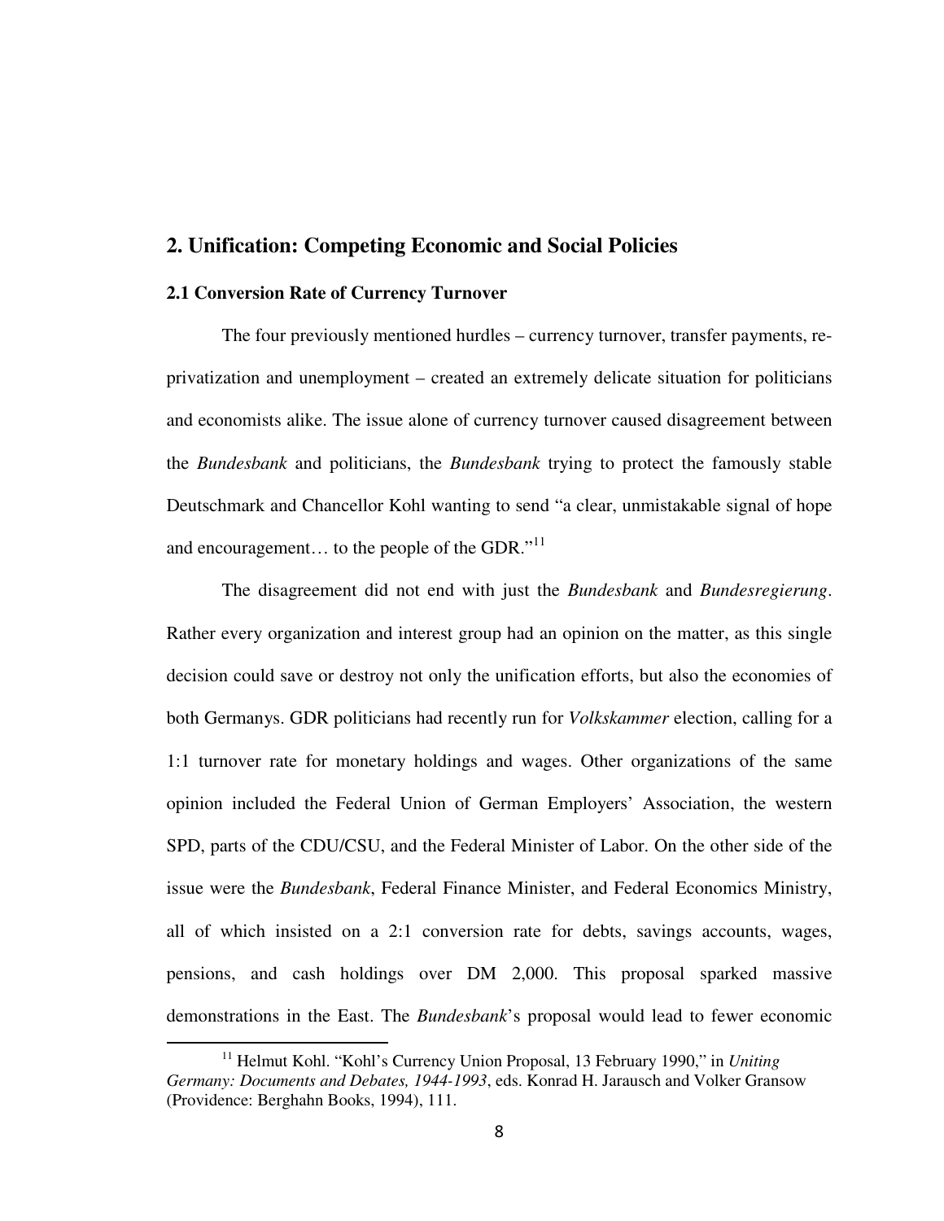## 2. Unification: Competing Economic and Social Policies

### 2.1 Conversion Rate of Currency Turnover

The four previously mentioned hurdles – currency turnover, transfer payments, re-privatization and unemployment – created an extremely delicate situation for politicians and economists alike. The issue alone of currency turnover caused disagreement between the *Bundesbank* and politicians, the *Bundesbank* trying to protect the famously stable Deutschmark and Chancellor Kohl wanting to send "a clear, unmistakable signal of hope and encouragement… to the people of the GDR."[11]

The disagreement did not end with just the *Bundesbank* and *Bundesregierung*. Rather every organization and interest group had an opinion on the matter, as this single decision could save or destroy not only the unification efforts, but also the economies of both Germanys. GDR politicians had recently run for *Volkskammer* election, calling for a 1:1 turnover rate for monetary holdings and wages. Other organizations of the same opinion included the Federal Union of German Employers' Association, the western SPD, parts of the CDU/CSU, and the Federal Minister of Labor. On the other side of the issue were the *Bundesbank*, Federal Finance Minister, and Federal Economics Ministry, all of which insisted on a 2:1 conversion rate for debts, savings accounts, wages, pensions, and cash holdings over DM 2,000. This proposal sparked massive demonstrations in the East. The *Bundesbank*'s proposal would lead to fewer economic

[11] Helmut Kohl. "Kohl's Currency Union Proposal, 13 February 1990," in *Uniting Germany: Documents and Debates, 1944-1993*, eds. Konrad H. Jarausch and Volker Gransow (Providence: Berghahn Books, 1994), 111.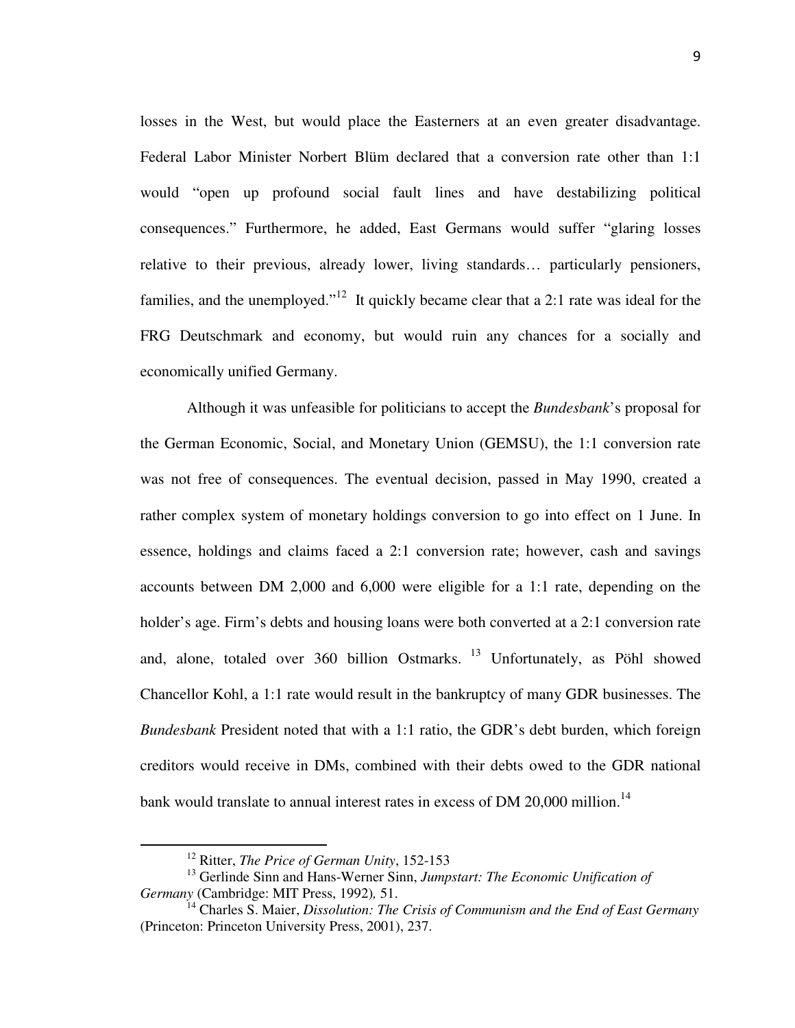losses in the West, but would place the Easterners at an even greater disadvantage. Federal Labor Minister Norbert Blüm declared that a conversion rate other than 1:1 would "open up profound social fault lines and have destabilizing political consequences." Furthermore, he added, East Germans would suffer "glaring losses relative to their previous, already lower, living standards… particularly pensioners, families, and the unemployed."[12] It quickly became clear that a 2:1 rate was ideal for the FRG Deutschmark and economy, but would ruin any chances for a socially and economically unified Germany.

Although it was unfeasible for politicians to accept the *Bundesbank*'s proposal for the German Economic, Social, and Monetary Union (GEMSU), the 1:1 conversion rate was not free of consequences. The eventual decision, passed in May 1990, created a rather complex system of monetary holdings conversion to go into effect on 1 June. In essence, holdings and claims faced a 2:1 conversion rate; however, cash and savings accounts between DM 2,000 and 6,000 were eligible for a 1:1 rate, depending on the holder's age. Firm's debts and housing loans were both converted at a 2:1 conversion rate and, alone, totaled over 360 billion Ostmarks.[13] Unfortunately, as Pöhl showed Chancellor Kohl, a 1:1 rate would result in the bankruptcy of many GDR businesses. The *Bundesbank* President noted that with a 1:1 ratio, the GDR's debt burden, which foreign creditors would receive in DMs, combined with their debts owed to the GDR national bank would translate to annual interest rates in excess of DM 20,000 million.[14]

---

[12] Ritter, *The Price of German Unity*, 152-153

[13] Gerlinde Sinn and Hans-Werner Sinn, *Jumpstart: The Economic Unification of Germany* (Cambridge: MIT Press, 1992), 51.

[14] Charles S. Maier, *Dissolution: The Crisis of Communism and the End of East Germany* (Princeton: Princeton University Press, 2001), 237.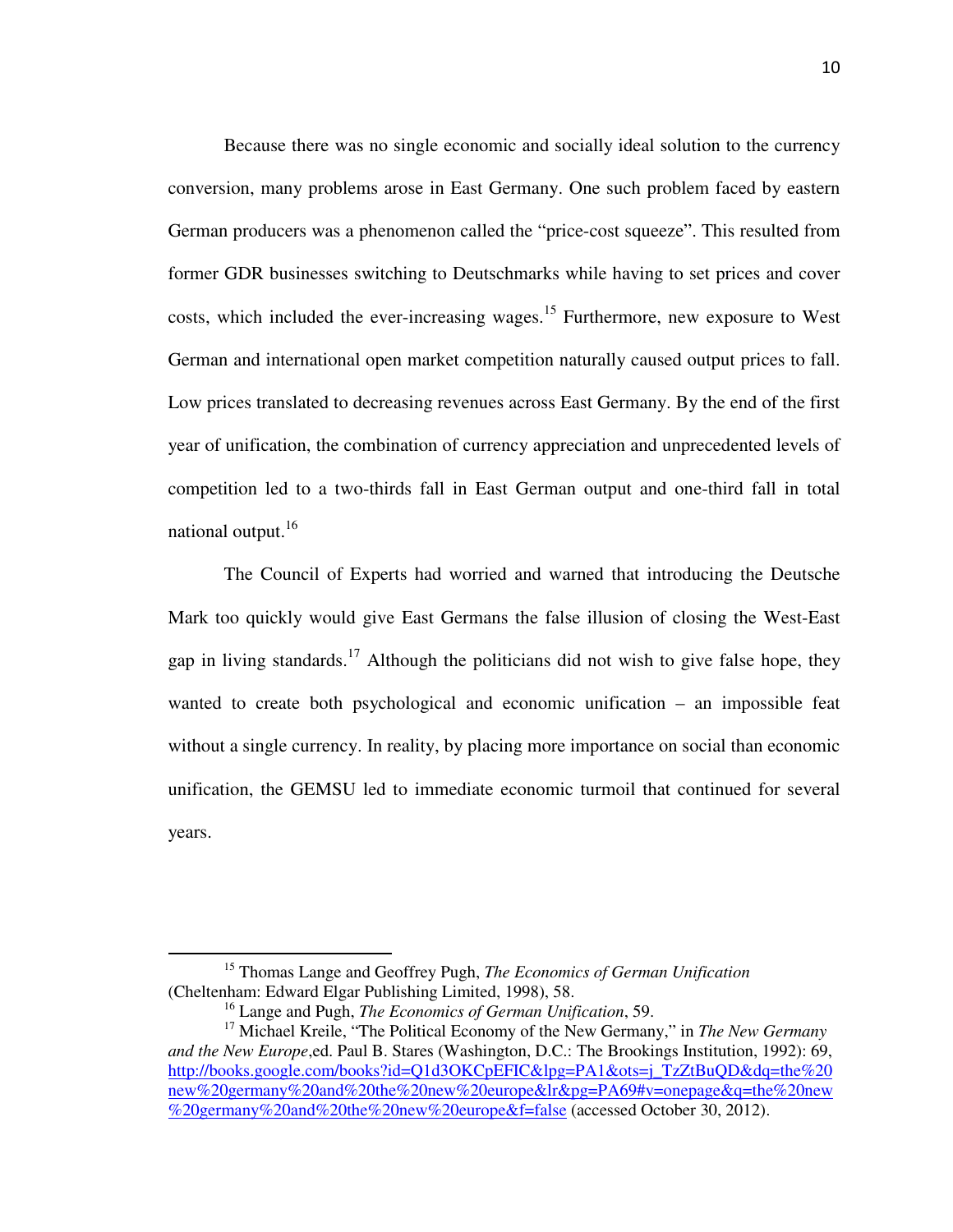Because there was no single economic and socially ideal solution to the currency conversion, many problems arose in East Germany. One such problem faced by eastern German producers was a phenomenon called the "price-cost squeeze". This resulted from former GDR businesses switching to Deutschmarks while having to set prices and cover costs, which included the ever-increasing wages.[15] Furthermore, new exposure to West German and international open market competition naturally caused output prices to fall. Low prices translated to decreasing revenues across East Germany. By the end of the first year of unification, the combination of currency appreciation and unprecedented levels of competition led to a two-thirds fall in East German output and one-third fall in total national output.[16]

The Council of Experts had worried and warned that introducing the Deutsche Mark too quickly would give East Germans the false illusion of closing the West-East gap in living standards.[17] Although the politicians did not wish to give false hope, they wanted to create both psychological and economic unification – an impossible feat without a single currency. In reality, by placing more importance on social than economic unification, the GEMSU led to immediate economic turmoil that continued for several years.

---

[15] Thomas Lange and Geoffrey Pugh, *The Economics of German Unification* (Cheltenham: Edward Elgar Publishing Limited, 1998), 58.

[16] Lange and Pugh, *The Economics of German Unification*, 59.

[17] Michael Kreile, "The Political Economy of the New Germany," in *The New Germany and the New Europe*,ed. Paul B. Stares (Washington, D.C.: The Brookings Institution, 1992): 69, http://books.google.com/books?id=Q1d3OKCpEFIC&lpg=PA1&ots=j_TzZtBuQD&dq=the%20new%20germany%20and%20the%20new%20europe&lr&pg=PA69#v=onepage&q=the%20new%20germany%20and%20the%20new%20europe&f=false (accessed October 30, 2012).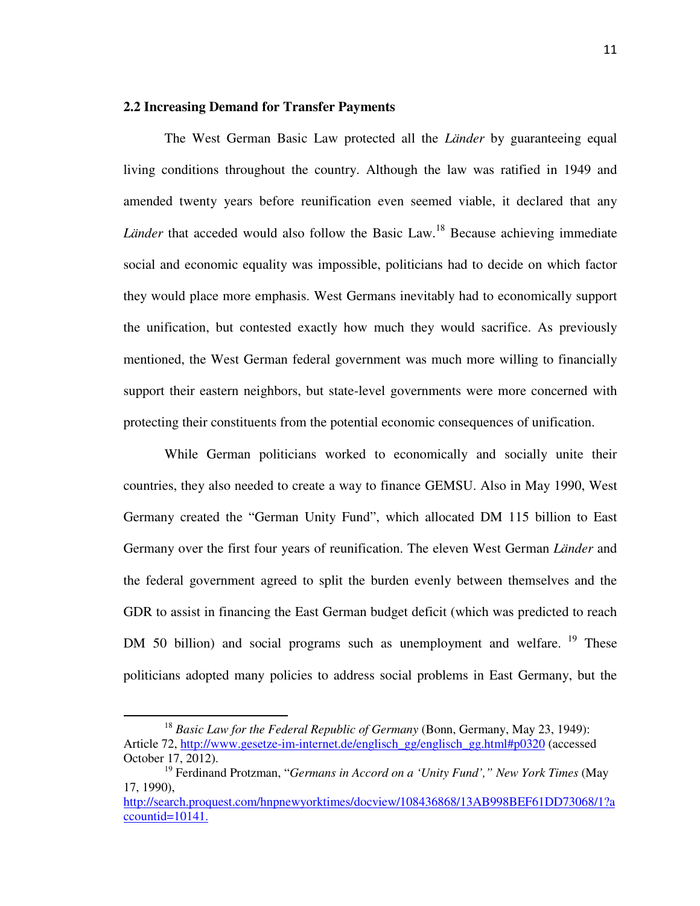### 2.2 Increasing Demand for Transfer Payments

The West German Basic Law protected all the *Länder* by guaranteeing equal living conditions throughout the country. Although the law was ratified in 1949 and amended twenty years before reunification even seemed viable, it declared that any *Länder* that acceded would also follow the Basic Law.[18] Because achieving immediate social and economic equality was impossible, politicians had to decide on which factor they would place more emphasis. West Germans inevitably had to economically support the unification, but contested exactly how much they would sacrifice. As previously mentioned, the West German federal government was much more willing to financially support their eastern neighbors, but state-level governments were more concerned with protecting their constituents from the potential economic consequences of unification.

While German politicians worked to economically and socially unite their countries, they also needed to create a way to finance GEMSU. Also in May 1990, West Germany created the "German Unity Fund", which allocated DM 115 billion to East Germany over the first four years of reunification. The eleven West German *Länder* and the federal government agreed to split the burden evenly between themselves and the GDR to assist in financing the East German budget deficit (which was predicted to reach DM 50 billion) and social programs such as unemployment and welfare.[19] These politicians adopted many policies to address social problems in East Germany, but the

---

[18] *Basic Law for the Federal Republic of Germany* (Bonn, Germany, May 23, 1949): Article 72, http://www.gesetze-im-internet.de/englisch_gg/englisch_gg.html#p0320 (accessed October 17, 2012).

[19] Ferdinand Protzman, "*Germans in Accord on a 'Unity Fund',*" *New York Times* (May 17, 1990), http://search.proquest.com/hnpnewyorktimes/docview/108436868/13AB998BEF61DD73068/1?accountid=10141.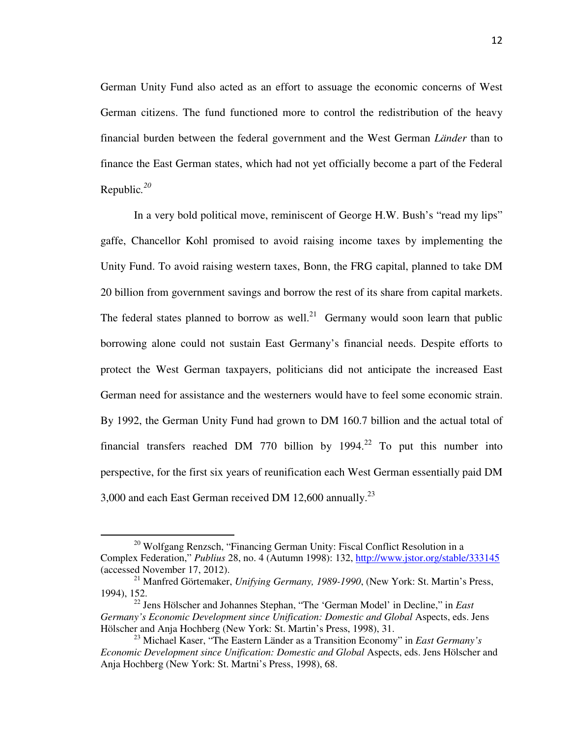German Unity Fund also acted as an effort to assuage the economic concerns of West German citizens. The fund functioned more to control the redistribution of the heavy financial burden between the federal government and the West German *Länder* than to finance the East German states, which had not yet officially become a part of the Federal Republic.[20]

In a very bold political move, reminiscent of George H.W. Bush's "read my lips" gaffe, Chancellor Kohl promised to avoid raising income taxes by implementing the Unity Fund. To avoid raising western taxes, Bonn, the FRG capital, planned to take DM 20 billion from government savings and borrow the rest of its share from capital markets. The federal states planned to borrow as well.[21] Germany would soon learn that public borrowing alone could not sustain East Germany's financial needs. Despite efforts to protect the West German taxpayers, politicians did not anticipate the increased East German need for assistance and the westerners would have to feel some economic strain. By 1992, the German Unity Fund had grown to DM 160.7 billion and the actual total of financial transfers reached DM 770 billion by 1994.[22] To put this number into perspective, for the first six years of reunification each West German essentially paid DM 3,000 and each East German received DM 12,600 annually.[23]

---

[20] Wolfgang Renzsch, "Financing German Unity: Fiscal Conflict Resolution in a Complex Federation," *Publius* 28, no. 4 (Autumn 1998): 132, http://www.jstor.org/stable/333145 (accessed November 17, 2012).

[21] Manfred Görtemaker, *Unifying Germany, 1989-1990*, (New York: St. Martin's Press, 1994), 152.

[22] Jens Hölscher and Johannes Stephan, "The 'German Model' in Decline," in *East Germany's Economic Development since Unification: Domestic and Global* Aspects, eds. Jens Hölscher and Anja Hochberg (New York: St. Martin's Press, 1998), 31.

[23] Michael Kaser, "The Eastern Länder as a Transition Economy" in *East Germany's Economic Development since Unification: Domestic and Global* Aspects, eds. Jens Hölscher and Anja Hochberg (New York: St. Martni's Press, 1998), 68.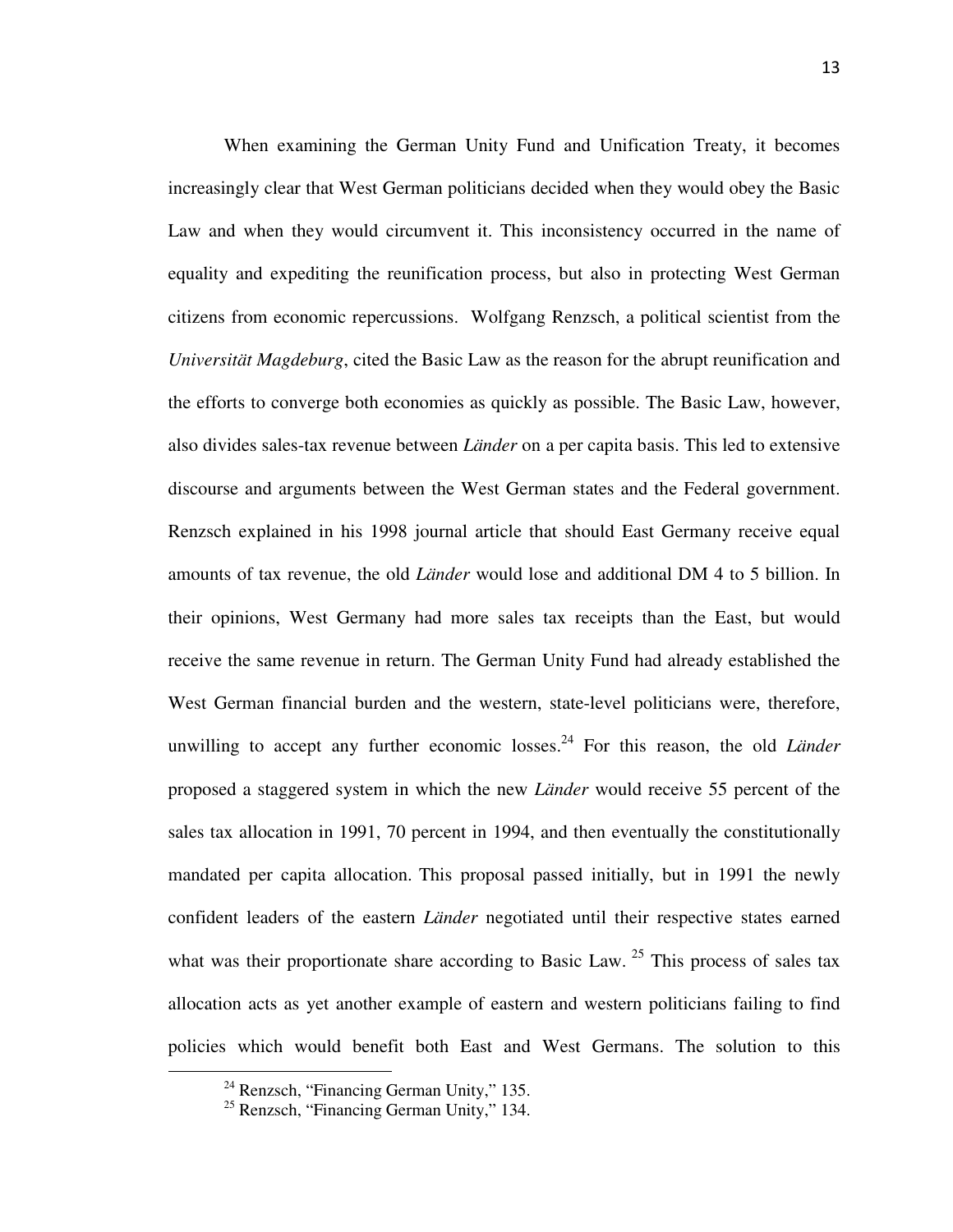When examining the German Unity Fund and Unification Treaty, it becomes increasingly clear that West German politicians decided when they would obey the Basic Law and when they would circumvent it. This inconsistency occurred in the name of equality and expediting the reunification process, but also in protecting West German citizens from economic repercussions. Wolfgang Renzsch, a political scientist from the *Universität Magdeburg*, cited the Basic Law as the reason for the abrupt reunification and the efforts to converge both economies as quickly as possible. The Basic Law, however, also divides sales-tax revenue between *Länder* on a per capita basis. This led to extensive discourse and arguments between the West German states and the Federal government. Renzsch explained in his 1998 journal article that should East Germany receive equal amounts of tax revenue, the old *Länder* would lose and additional DM 4 to 5 billion. In their opinions, West Germany had more sales tax receipts than the East, but would receive the same revenue in return. The German Unity Fund had already established the West German financial burden and the western, state-level politicians were, therefore, unwilling to accept any further economic losses.[24] For this reason, the old *Länder* proposed a staggered system in which the new *Länder* would receive 55 percent of the sales tax allocation in 1991, 70 percent in 1994, and then eventually the constitutionally mandated per capita allocation. This proposal passed initially, but in 1991 the newly confident leaders of the eastern *Länder* negotiated until their respective states earned what was their proportionate share according to Basic Law. [25] This process of sales tax allocation acts as yet another example of eastern and western politicians failing to find policies which would benefit both East and West Germans. The solution to this

[24] Renzsch, "Financing German Unity," 135.

[25] Renzsch, "Financing German Unity," 134.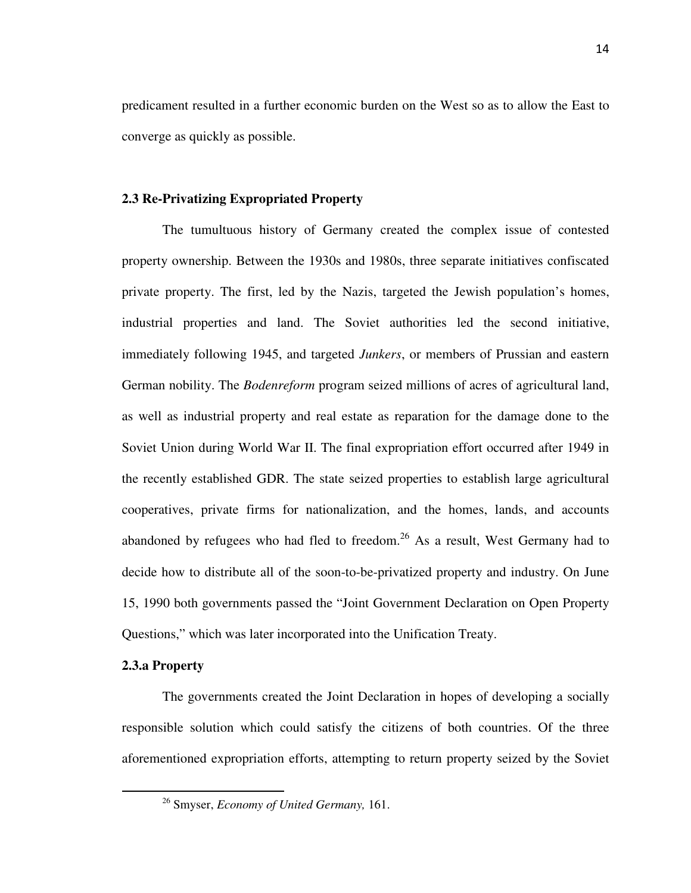predicament resulted in a further economic burden on the West so as to allow the East to converge as quickly as possible.

### 2.3 Re-Privatizing Expropriated Property

The tumultuous history of Germany created the complex issue of contested property ownership. Between the 1930s and 1980s, three separate initiatives confiscated private property. The first, led by the Nazis, targeted the Jewish population's homes, industrial properties and land. The Soviet authorities led the second initiative, immediately following 1945, and targeted *Junkers*, or members of Prussian and eastern German nobility. The *Bodenreform* program seized millions of acres of agricultural land, as well as industrial property and real estate as reparation for the damage done to the Soviet Union during World War II. The final expropriation effort occurred after 1949 in the recently established GDR. The state seized properties to establish large agricultural cooperatives, private firms for nationalization, and the homes, lands, and accounts abandoned by refugees who had fled to freedom.[26] As a result, West Germany had to decide how to distribute all of the soon-to-be-privatized property and industry. On June 15, 1990 both governments passed the "Joint Government Declaration on Open Property Questions," which was later incorporated into the Unification Treaty.

#### 2.3.a Property

The governments created the Joint Declaration in hopes of developing a socially responsible solution which could satisfy the citizens of both countries. Of the three aforementioned expropriation efforts, attempting to return property seized by the Soviet

---

[26] Smyser, *Economy of United Germany,* 161.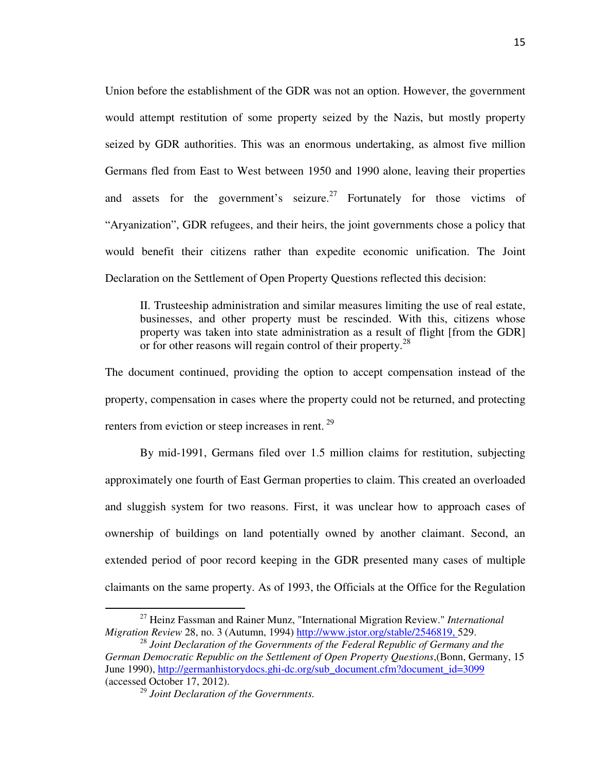Union before the establishment of the GDR was not an option. However, the government would attempt restitution of some property seized by the Nazis, but mostly property seized by GDR authorities. This was an enormous undertaking, as almost five million Germans fled from East to West between 1950 and 1990 alone, leaving their properties and assets for the government's seizure.[27] Fortunately for those victims of "Aryanization", GDR refugees, and their heirs, the joint governments chose a policy that would benefit their citizens rather than expedite economic unification. The Joint Declaration on the Settlement of Open Property Questions reflected this decision:

> II. Trusteeship administration and similar measures limiting the use of real estate, businesses, and other property must be rescinded. With this, citizens whose property was taken into state administration as a result of flight [from the GDR] or for other reasons will regain control of their property.[28]

The document continued, providing the option to accept compensation instead of the property, compensation in cases where the property could not be returned, and protecting renters from eviction or steep increases in rent.[29]

By mid-1991, Germans filed over 1.5 million claims for restitution, subjecting approximately one fourth of East German properties to claim. This created an overloaded and sluggish system for two reasons. First, it was unclear how to approach cases of ownership of buildings on land potentially owned by another claimant. Second, an extended period of poor record keeping in the GDR presented many cases of multiple claimants on the same property. As of 1993, the Officials at the Office for the Regulation

---

[27] Heinz Fassman and Rainer Munz, "International Migration Review." *International Migration Review* 28, no. 3 (Autumn, 1994) http://www.jstor.org/stable/2546819, 529.

[28] *Joint Declaration of the Governments of the Federal Republic of Germany and the German Democratic Republic on the Settlement of Open Property Questions*,(Bonn, Germany, 15 June 1990), http://germanhistorydocs.ghi-dc.org/sub_document.cfm?document_id=3099 (accessed October 17, 2012).

[29] *Joint Declaration of the Governments.*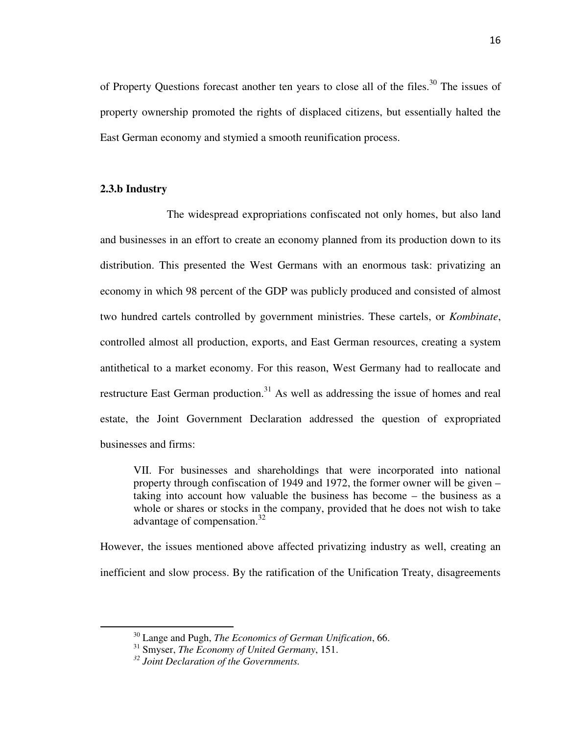of Property Questions forecast another ten years to close all of the files.[30] The issues of property ownership promoted the rights of displaced citizens, but essentially halted the East German economy and stymied a smooth reunification process.

### 2.3.b Industry

The widespread expropriations confiscated not only homes, but also land and businesses in an effort to create an economy planned from its production down to its distribution. This presented the West Germans with an enormous task: privatizing an economy in which 98 percent of the GDP was publicly produced and consisted of almost two hundred cartels controlled by government ministries. These cartels, or *Kombinate*, controlled almost all production, exports, and East German resources, creating a system antithetical to a market economy. For this reason, West Germany had to reallocate and restructure East German production.[31] As well as addressing the issue of homes and real estate, the Joint Government Declaration addressed the question of expropriated businesses and firms:

> VII. For businesses and shareholdings that were incorporated into national property through confiscation of 1949 and 1972, the former owner will be given – taking into account how valuable the business has become – the business as a whole or shares or stocks in the company, provided that he does not wish to take advantage of compensation.[32]

However, the issues mentioned above affected privatizing industry as well, creating an inefficient and slow process. By the ratification of the Unification Treaty, disagreements

---

[30] Lange and Pugh, *The Economics of German Unification*, 66.

[31] Smyser, *The Economy of United Germany*, 151.

[32] *Joint Declaration of the Governments.*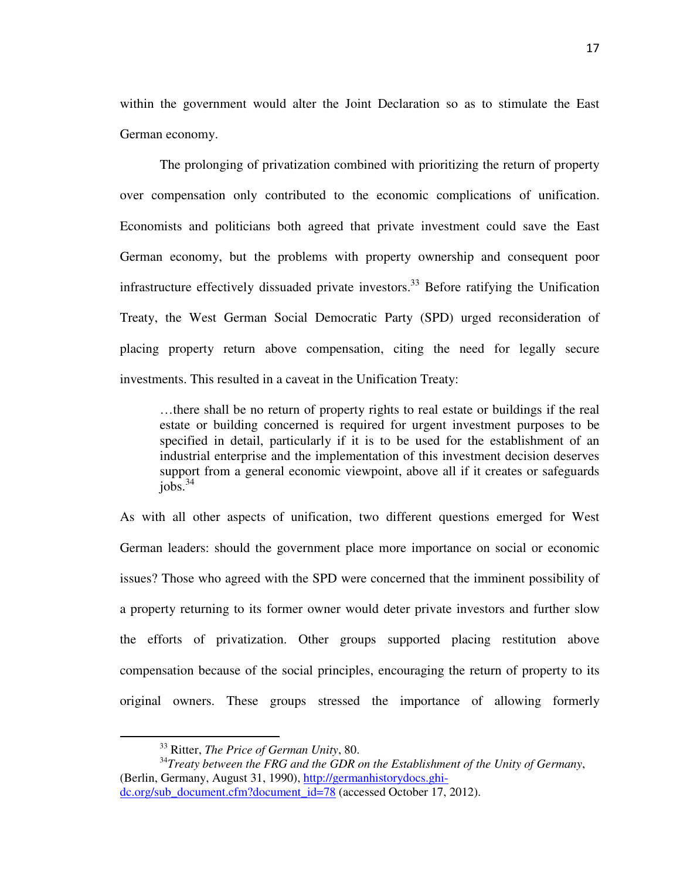within the government would alter the Joint Declaration so as to stimulate the East German economy.

The prolonging of privatization combined with prioritizing the return of property over compensation only contributed to the economic complications of unification. Economists and politicians both agreed that private investment could save the East German economy, but the problems with property ownership and consequent poor infrastructure effectively dissuaded private investors.[33] Before ratifying the Unification Treaty, the West German Social Democratic Party (SPD) urged reconsideration of placing property return above compensation, citing the need for legally secure investments. This resulted in a caveat in the Unification Treaty:

> …there shall be no return of property rights to real estate or buildings if the real estate or building concerned is required for urgent investment purposes to be specified in detail, particularly if it is to be used for the establishment of an industrial enterprise and the implementation of this investment decision deserves support from a general economic viewpoint, above all if it creates or safeguards jobs.[34]

As with all other aspects of unification, two different questions emerged for West German leaders: should the government place more importance on social or economic issues? Those who agreed with the SPD were concerned that the imminent possibility of a property returning to its former owner would deter private investors and further slow the efforts of privatization. Other groups supported placing restitution above compensation because of the social principles, encouraging the return of property to its original owners. These groups stressed the importance of allowing formerly

---

[33] Ritter, *The Price of German Unity*, 80.

[34] *Treaty between the FRG and the GDR on the Establishment of the Unity of Germany*, (Berlin, Germany, August 31, 1990), http://germanhistorydocs.ghi-dc.org/sub_document.cfm?document_id=78 (accessed October 17, 2012).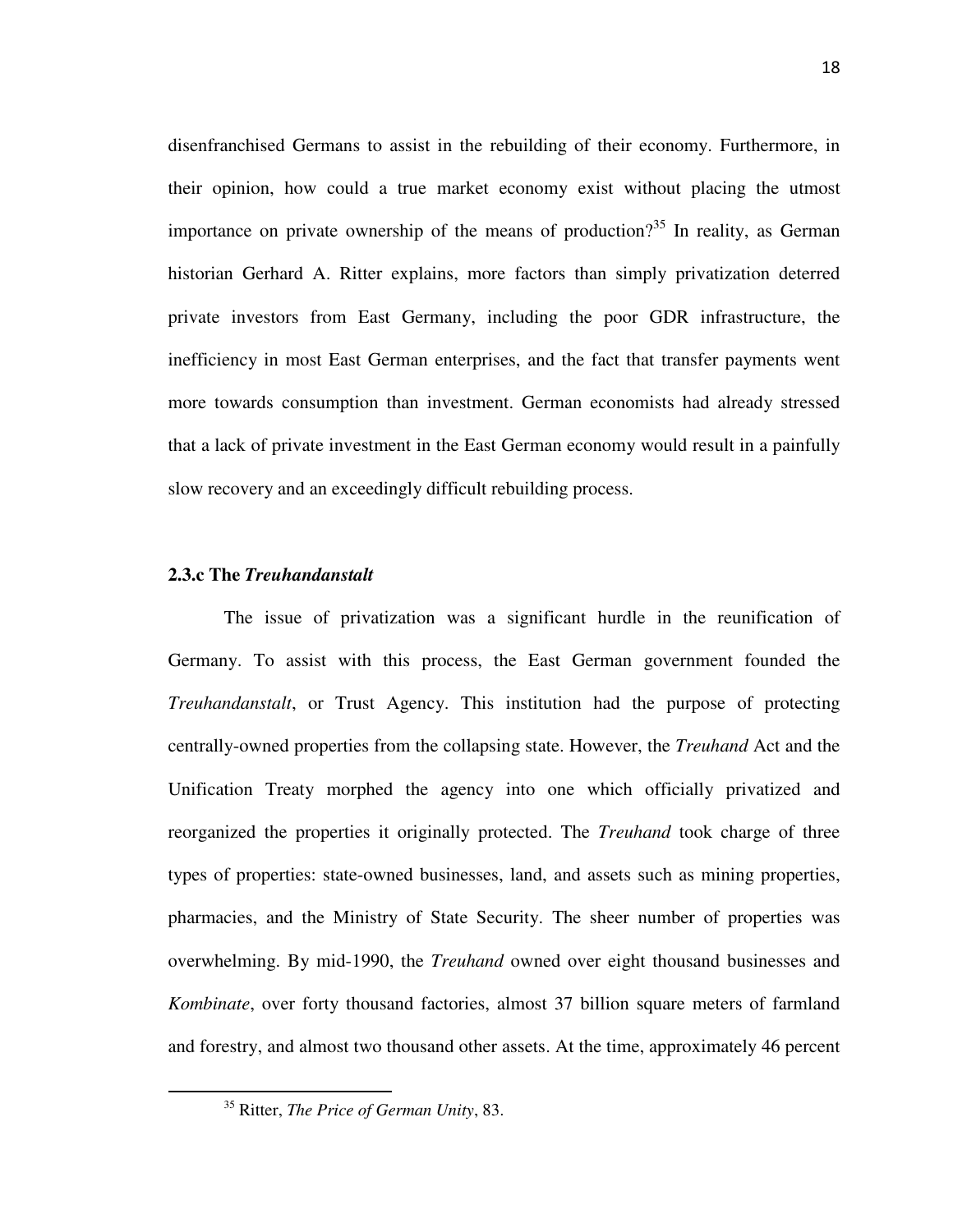disenfranchised Germans to assist in the rebuilding of their economy. Furthermore, in their opinion, how could a true market economy exist without placing the utmost importance on private ownership of the means of production?[35] In reality, as German historian Gerhard A. Ritter explains, more factors than simply privatization deterred private investors from East Germany, including the poor GDR infrastructure, the inefficiency in most East German enterprises, and the fact that transfer payments went more towards consumption than investment. German economists had already stressed that a lack of private investment in the East German economy would result in a painfully slow recovery and an exceedingly difficult rebuilding process.

### 2.3.c The *Treuhandanstalt*

The issue of privatization was a significant hurdle in the reunification of Germany. To assist with this process, the East German government founded the *Treuhandanstalt*, or Trust Agency. This institution had the purpose of protecting centrally-owned properties from the collapsing state. However, the *Treuhand* Act and the Unification Treaty morphed the agency into one which officially privatized and reorganized the properties it originally protected. The *Treuhand* took charge of three types of properties: state-owned businesses, land, and assets such as mining properties, pharmacies, and the Ministry of State Security. The sheer number of properties was overwhelming. By mid-1990, the *Treuhand* owned over eight thousand businesses and *Kombinate*, over forty thousand factories, almost 37 billion square meters of farmland and forestry, and almost two thousand other assets. At the time, approximately 46 percent

[35] Ritter, *The Price of German Unity*, 83.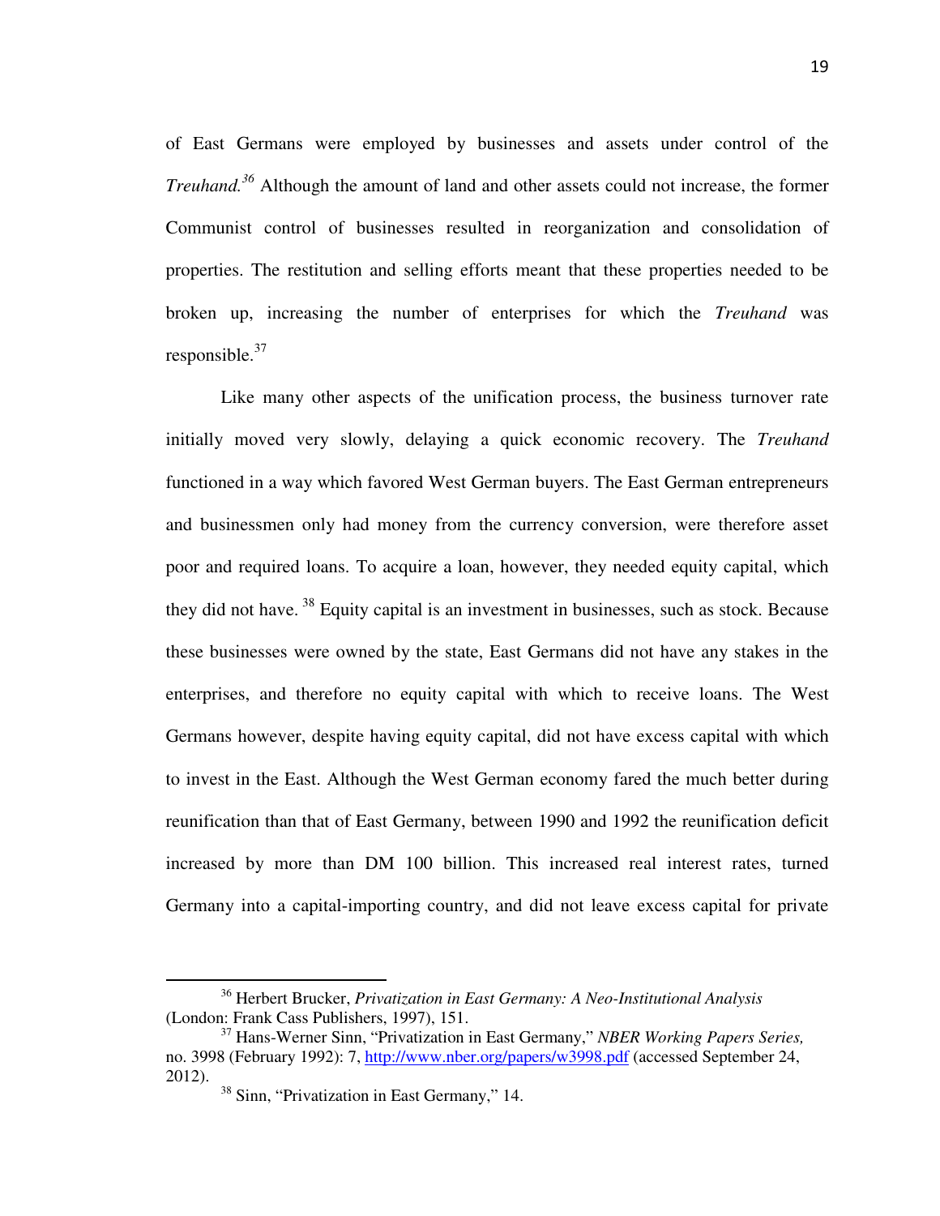of East Germans were employed by businesses and assets under control of the *Treuhand.*[36] Although the amount of land and other assets could not increase, the former Communist control of businesses resulted in reorganization and consolidation of properties. The restitution and selling efforts meant that these properties needed to be broken up, increasing the number of enterprises for which the *Treuhand* was responsible.[37]

Like many other aspects of the unification process, the business turnover rate initially moved very slowly, delaying a quick economic recovery. The *Treuhand* functioned in a way which favored West German buyers. The East German entrepreneurs and businessmen only had money from the currency conversion, were therefore asset poor and required loans. To acquire a loan, however, they needed equity capital, which they did not have. [38] Equity capital is an investment in businesses, such as stock. Because these businesses were owned by the state, East Germans did not have any stakes in the enterprises, and therefore no equity capital with which to receive loans. The West Germans however, despite having equity capital, did not have excess capital with which to invest in the East. Although the West German economy fared the much better during reunification than that of East Germany, between 1990 and 1992 the reunification deficit increased by more than DM 100 billion. This increased real interest rates, turned Germany into a capital-importing country, and did not leave excess capital for private

---

[36] Herbert Brucker, *Privatization in East Germany: A Neo-Institutional Analysis* (London: Frank Cass Publishers, 1997), 151.

[37] Hans-Werner Sinn, "Privatization in East Germany," *NBER Working Papers Series,* no. 3998 (February 1992): 7, http://www.nber.org/papers/w3998.pdf (accessed September 24, 2012).

[38] Sinn, "Privatization in East Germany," 14.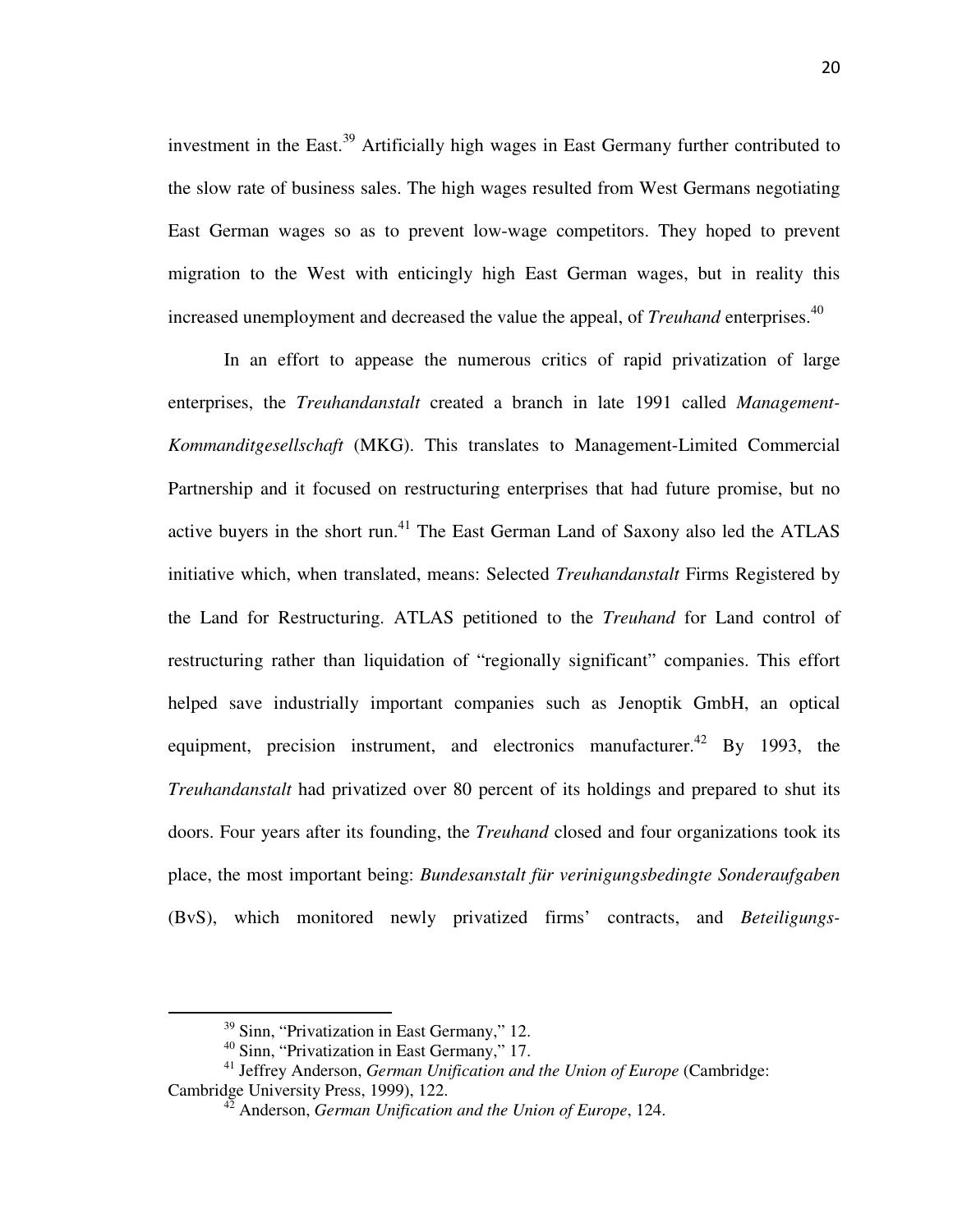investment in the East.[39] Artificially high wages in East Germany further contributed to the slow rate of business sales. The high wages resulted from West Germans negotiating East German wages so as to prevent low-wage competitors. They hoped to prevent migration to the West with enticingly high East German wages, but in reality this increased unemployment and decreased the value the appeal, of *Treuhand* enterprises.[40]

In an effort to appease the numerous critics of rapid privatization of large enterprises, the *Treuhandanstalt* created a branch in late 1991 called *Management-Kommanditgesellschaft* (MKG). This translates to Management-Limited Commercial Partnership and it focused on restructuring enterprises that had future promise, but no active buyers in the short run.[41] The East German Land of Saxony also led the ATLAS initiative which, when translated, means: Selected *Treuhandanstalt* Firms Registered by the Land for Restructuring. ATLAS petitioned to the *Treuhand* for Land control of restructuring rather than liquidation of "regionally significant" companies. This effort helped save industrially important companies such as Jenoptik GmbH, an optical equipment, precision instrument, and electronics manufacturer.[42] By 1993, the *Treuhandanstalt* had privatized over 80 percent of its holdings and prepared to shut its doors. Four years after its founding, the *Treuhand* closed and four organizations took its place, the most important being: *Bundesanstalt für verinigungsbedingte Sonderaufgaben* (BvS), which monitored newly privatized firms' contracts, and *Beteiligungs-*

---

[39] Sinn, "Privatization in East Germany," 12.

[40] Sinn, "Privatization in East Germany," 17.

[41] Jeffrey Anderson, *German Unification and the Union of Europe* (Cambridge: Cambridge University Press, 1999), 122.

[42] Anderson, *German Unification and the Union of Europe*, 124.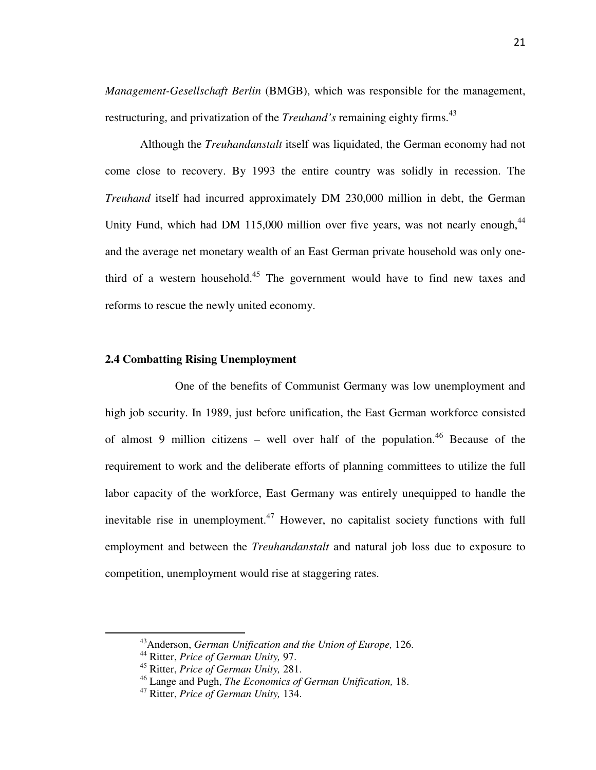*Management-Gesellschaft Berlin* (BMGB), which was responsible for the management, restructuring, and privatization of the *Treuhand's* remaining eighty firms.[43]

Although the *Treuhandanstalt* itself was liquidated, the German economy had not come close to recovery. By 1993 the entire country was solidly in recession. The *Treuhand* itself had incurred approximately DM 230,000 million in debt, the German Unity Fund, which had DM 115,000 million over five years, was not nearly enough,[44] and the average net monetary wealth of an East German private household was only one-third of a western household.[45] The government would have to find new taxes and reforms to rescue the newly united economy.

### 2.4 Combatting Rising Unemployment

One of the benefits of Communist Germany was low unemployment and high job security. In 1989, just before unification, the East German workforce consisted of almost 9 million citizens – well over half of the population.[46] Because of the requirement to work and the deliberate efforts of planning committees to utilize the full labor capacity of the workforce, East Germany was entirely unequipped to handle the inevitable rise in unemployment.[47] However, no capitalist society functions with full employment and between the *Treuhandanstalt* and natural job loss due to exposure to competition, unemployment would rise at staggering rates.

---

[43] Anderson, *German Unification and the Union of Europe,* 126.

[44] Ritter, *Price of German Unity,* 97.

[45] Ritter, *Price of German Unity,* 281.

[46] Lange and Pugh, *The Economics of German Unification,* 18.

[47] Ritter, *Price of German Unity,* 134.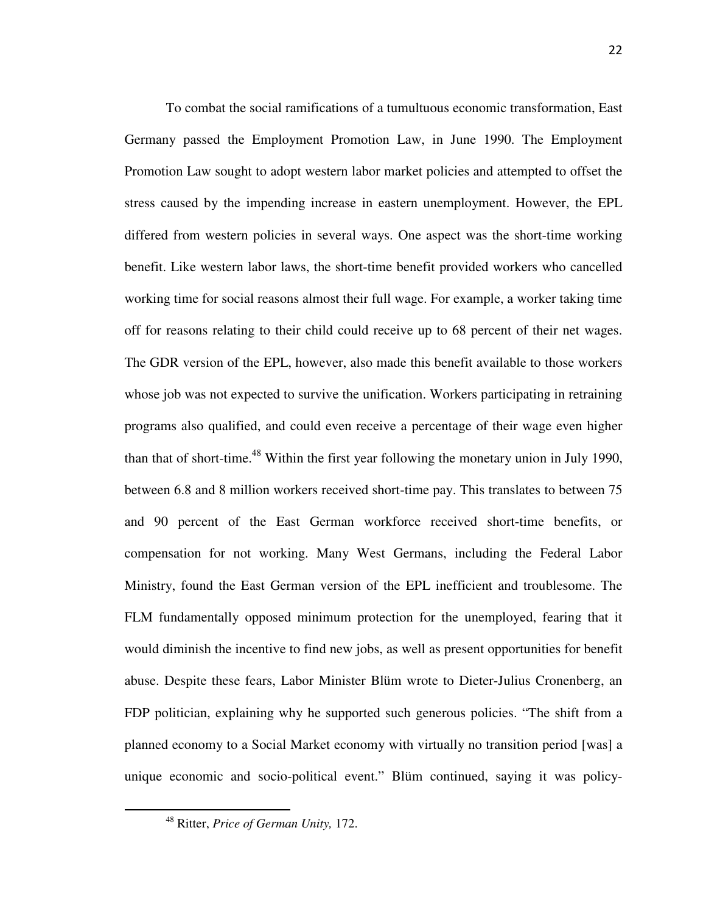To combat the social ramifications of a tumultuous economic transformation, East Germany passed the Employment Promotion Law, in June 1990. The Employment Promotion Law sought to adopt western labor market policies and attempted to offset the stress caused by the impending increase in eastern unemployment. However, the EPL differed from western policies in several ways. One aspect was the short-time working benefit. Like western labor laws, the short-time benefit provided workers who cancelled working time for social reasons almost their full wage. For example, a worker taking time off for reasons relating to their child could receive up to 68 percent of their net wages. The GDR version of the EPL, however, also made this benefit available to those workers whose job was not expected to survive the unification. Workers participating in retraining programs also qualified, and could even receive a percentage of their wage even higher than that of short-time.[48] Within the first year following the monetary union in July 1990, between 6.8 and 8 million workers received short-time pay. This translates to between 75 and 90 percent of the East German workforce received short-time benefits, or compensation for not working. Many West Germans, including the Federal Labor Ministry, found the East German version of the EPL inefficient and troublesome. The FLM fundamentally opposed minimum protection for the unemployed, fearing that it would diminish the incentive to find new jobs, as well as present opportunities for benefit abuse. Despite these fears, Labor Minister Blüm wrote to Dieter-Julius Cronenberg, an FDP politician, explaining why he supported such generous policies. "The shift from a planned economy to a Social Market economy with virtually no transition period [was] a unique economic and socio-political event." Blüm continued, saying it was policy-

[48] Ritter, *Price of German Unity,* 172.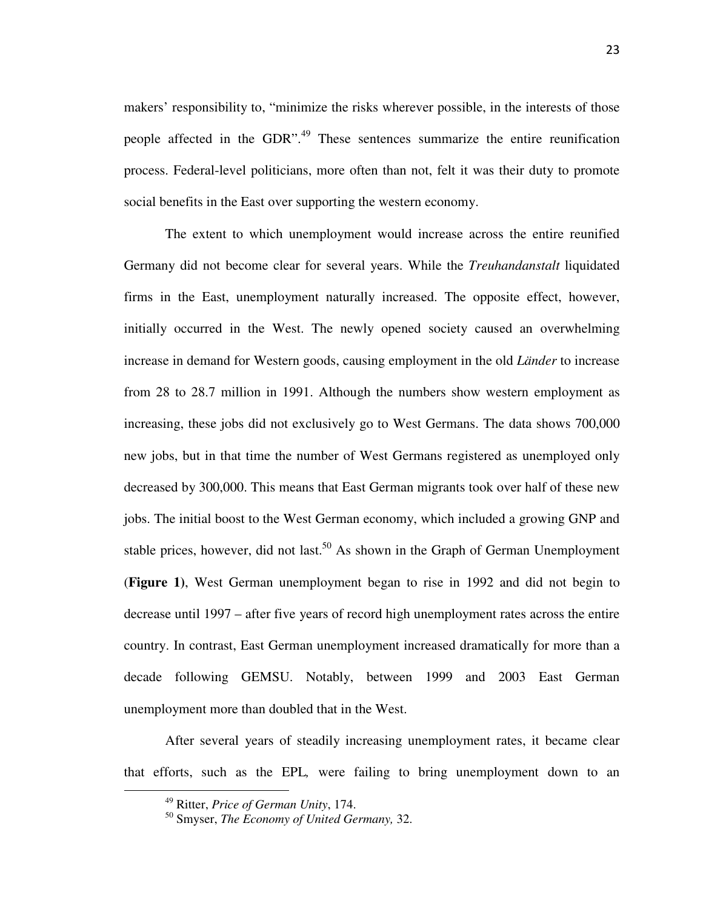makers' responsibility to, "minimize the risks wherever possible, in the interests of those people affected in the GDR".[49] These sentences summarize the entire reunification process. Federal-level politicians, more often than not, felt it was their duty to promote social benefits in the East over supporting the western economy.

The extent to which unemployment would increase across the entire reunified Germany did not become clear for several years. While the *Treuhandanstalt* liquidated firms in the East, unemployment naturally increased. The opposite effect, however, initially occurred in the West. The newly opened society caused an overwhelming increase in demand for Western goods, causing employment in the old *Länder* to increase from 28 to 28.7 million in 1991. Although the numbers show western employment as increasing, these jobs did not exclusively go to West Germans. The data shows 700,000 new jobs, but in that time the number of West Germans registered as unemployed only decreased by 300,000. This means that East German migrants took over half of these new jobs. The initial boost to the West German economy, which included a growing GNP and stable prices, however, did not last.[50] As shown in the Graph of German Unemployment (**Figure 1**), West German unemployment began to rise in 1992 and did not begin to decrease until 1997 – after five years of record high unemployment rates across the entire country. In contrast, East German unemployment increased dramatically for more than a decade following GEMSU. Notably, between 1999 and 2003 East German unemployment more than doubled that in the West.

After several years of steadily increasing unemployment rates, it became clear that efforts, such as the EPL, were failing to bring unemployment down to an

---

[49] Ritter, *Price of German Unity*, 174.

[50] Smyser, *The Economy of United Germany,* 32.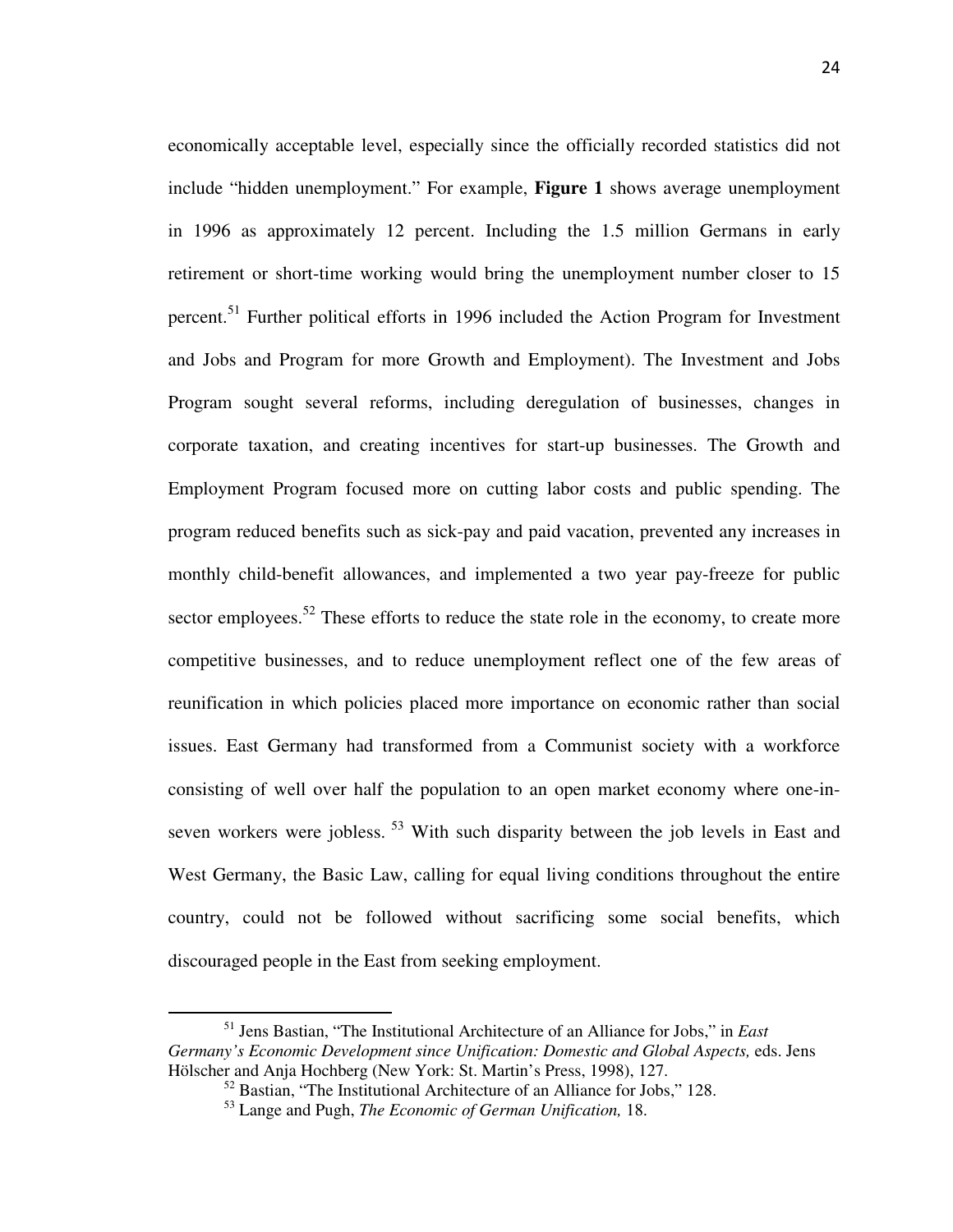economically acceptable level, especially since the officially recorded statistics did not include "hidden unemployment." For example, **Figure 1** shows average unemployment in 1996 as approximately 12 percent. Including the 1.5 million Germans in early retirement or short-time working would bring the unemployment number closer to 15 percent.[51] Further political efforts in 1996 included the Action Program for Investment and Jobs and Program for more Growth and Employment). The Investment and Jobs Program sought several reforms, including deregulation of businesses, changes in corporate taxation, and creating incentives for start-up businesses. The Growth and Employment Program focused more on cutting labor costs and public spending. The program reduced benefits such as sick-pay and paid vacation, prevented any increases in monthly child-benefit allowances, and implemented a two year pay-freeze for public sector employees.[52] These efforts to reduce the state role in the economy, to create more competitive businesses, and to reduce unemployment reflect one of the few areas of reunification in which policies placed more importance on economic rather than social issues. East Germany had transformed from a Communist society with a workforce consisting of well over half the population to an open market economy where one-in-seven workers were jobless.[53] With such disparity between the job levels in East and West Germany, the Basic Law, calling for equal living conditions throughout the entire country, could not be followed without sacrificing some social benefits, which discouraged people in the East from seeking employment.

---

[51] Jens Bastian, "The Institutional Architecture of an Alliance for Jobs," in *East Germany's Economic Development since Unification: Domestic and Global Aspects,* eds. Jens Hölscher and Anja Hochberg (New York: St. Martin's Press, 1998), 127.

[52] Bastian, "The Institutional Architecture of an Alliance for Jobs," 128.

[53] Lange and Pugh, *The Economic of German Unification,* 18.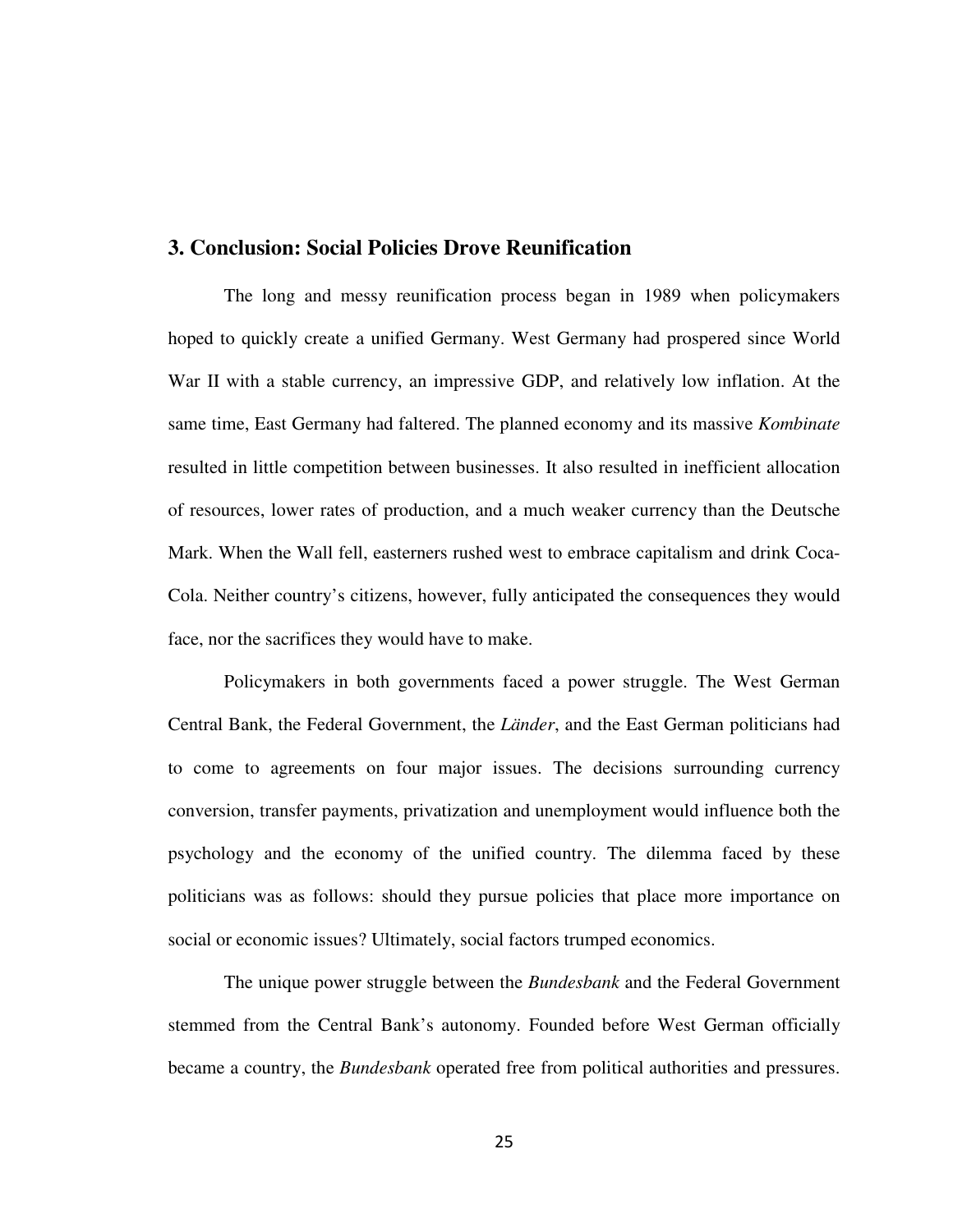## 3. Conclusion: Social Policies Drove Reunification

The long and messy reunification process began in 1989 when policymakers hoped to quickly create a unified Germany. West Germany had prospered since World War II with a stable currency, an impressive GDP, and relatively low inflation. At the same time, East Germany had faltered. The planned economy and its massive *Kombinate* resulted in little competition between businesses. It also resulted in inefficient allocation of resources, lower rates of production, and a much weaker currency than the Deutsche Mark. When the Wall fell, easterners rushed west to embrace capitalism and drink Coca-Cola. Neither country's citizens, however, fully anticipated the consequences they would face, nor the sacrifices they would have to make.

Policymakers in both governments faced a power struggle. The West German Central Bank, the Federal Government, the *Länder*, and the East German politicians had to come to agreements on four major issues. The decisions surrounding currency conversion, transfer payments, privatization and unemployment would influence both the psychology and the economy of the unified country. The dilemma faced by these politicians was as follows: should they pursue policies that place more importance on social or economic issues? Ultimately, social factors trumped economics.

The unique power struggle between the *Bundesbank* and the Federal Government stemmed from the Central Bank's autonomy. Founded before West German officially became a country, the *Bundesbank* operated free from political authorities and pressures.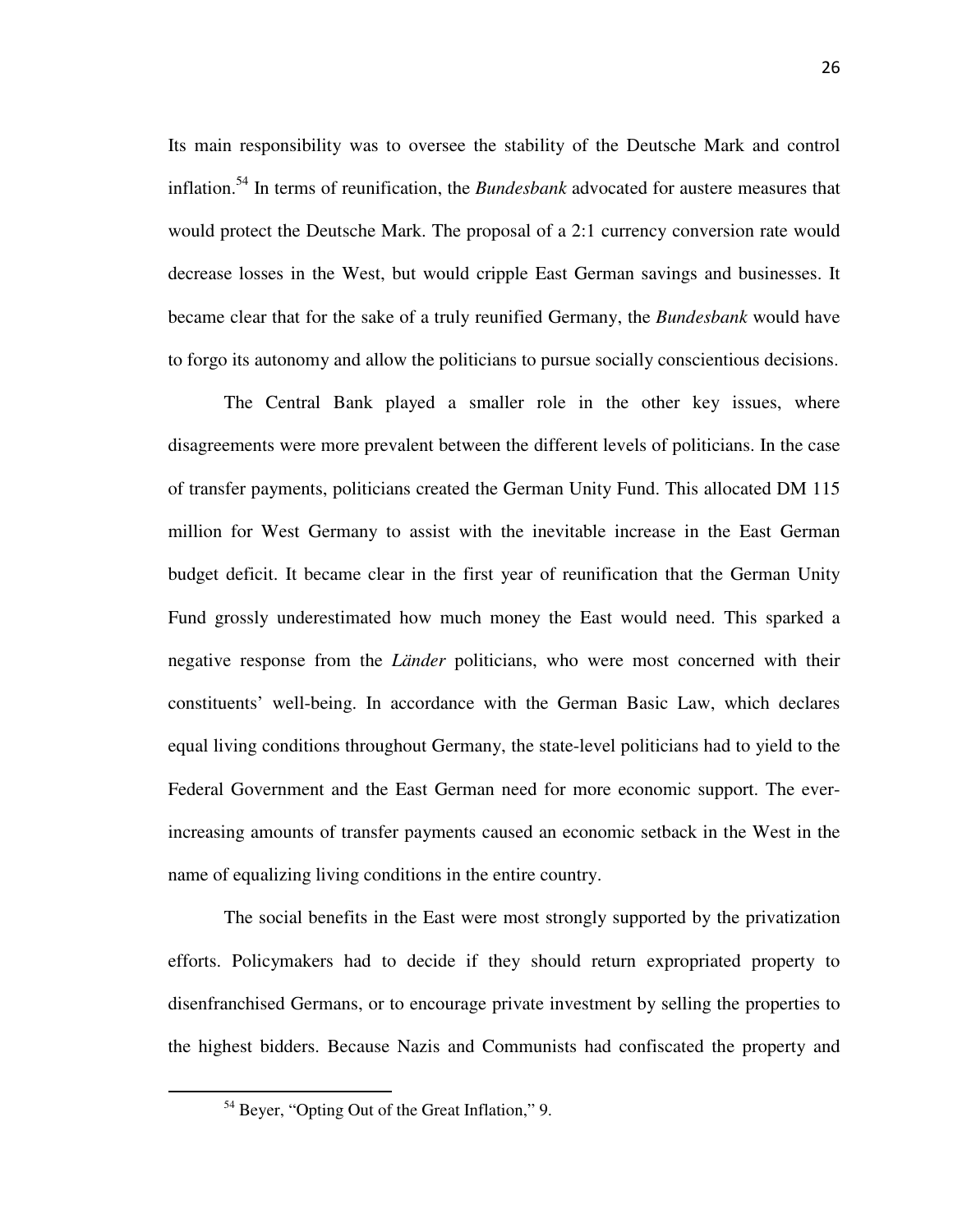Its main responsibility was to oversee the stability of the Deutsche Mark and control inflation.[54] In terms of reunification, the *Bundesbank* advocated for austere measures that would protect the Deutsche Mark. The proposal of a 2:1 currency conversion rate would decrease losses in the West, but would cripple East German savings and businesses. It became clear that for the sake of a truly reunified Germany, the *Bundesbank* would have to forgo its autonomy and allow the politicians to pursue socially conscientious decisions.

The Central Bank played a smaller role in the other key issues, where disagreements were more prevalent between the different levels of politicians. In the case of transfer payments, politicians created the German Unity Fund. This allocated DM 115 million for West Germany to assist with the inevitable increase in the East German budget deficit. It became clear in the first year of reunification that the German Unity Fund grossly underestimated how much money the East would need. This sparked a negative response from the *Länder* politicians, who were most concerned with their constituents' well-being. In accordance with the German Basic Law, which declares equal living conditions throughout Germany, the state-level politicians had to yield to the Federal Government and the East German need for more economic support. The ever-increasing amounts of transfer payments caused an economic setback in the West in the name of equalizing living conditions in the entire country.

The social benefits in the East were most strongly supported by the privatization efforts. Policymakers had to decide if they should return expropriated property to disenfranchised Germans, or to encourage private investment by selling the properties to the highest bidders. Because Nazis and Communists had confiscated the property and

---

[54] Beyer, "Opting Out of the Great Inflation," 9.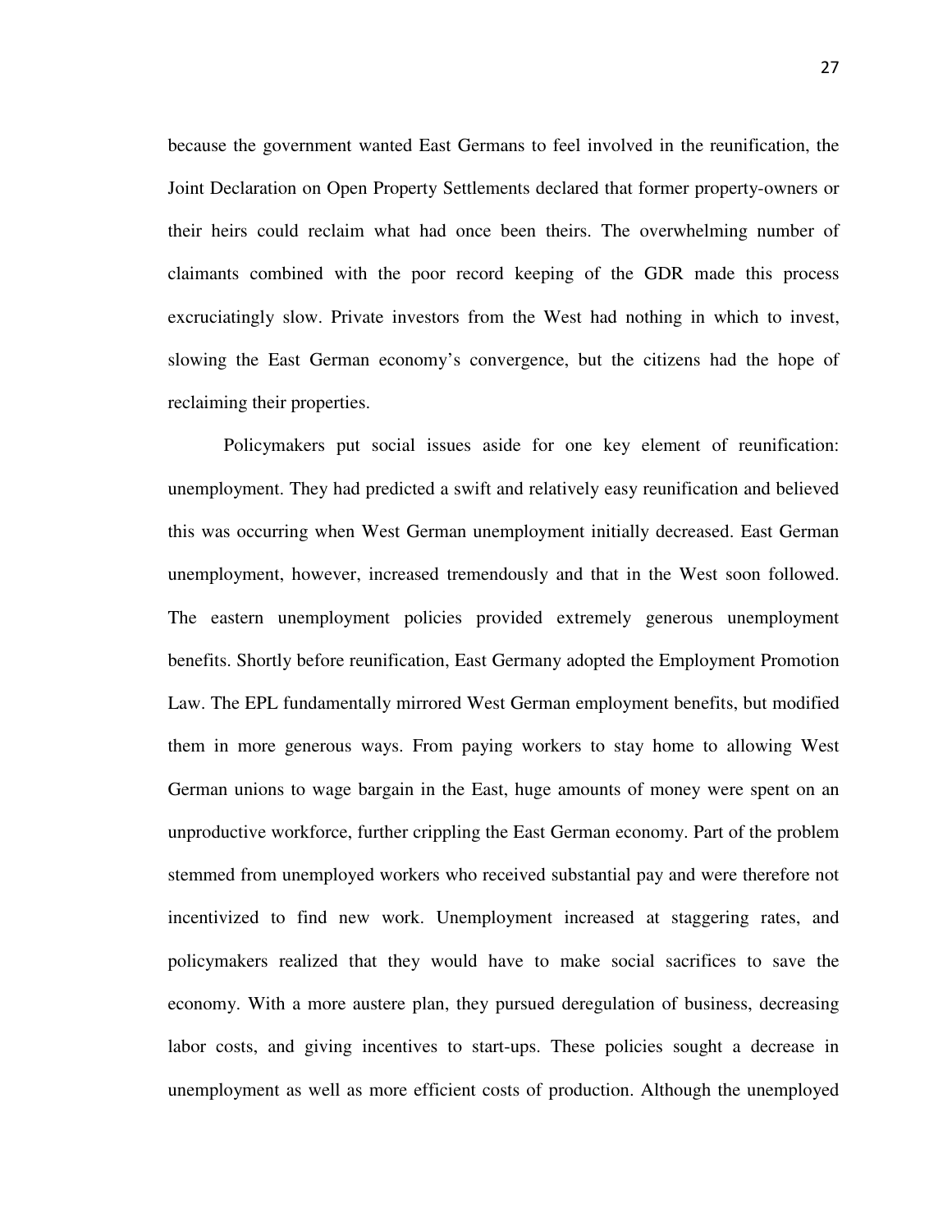because the government wanted East Germans to feel involved in the reunification, the Joint Declaration on Open Property Settlements declared that former property-owners or their heirs could reclaim what had once been theirs. The overwhelming number of claimants combined with the poor record keeping of the GDR made this process excruciatingly slow. Private investors from the West had nothing in which to invest, slowing the East German economy's convergence, but the citizens had the hope of reclaiming their properties.

Policymakers put social issues aside for one key element of reunification: unemployment. They had predicted a swift and relatively easy reunification and believed this was occurring when West German unemployment initially decreased. East German unemployment, however, increased tremendously and that in the West soon followed. The eastern unemployment policies provided extremely generous unemployment benefits. Shortly before reunification, East Germany adopted the Employment Promotion Law. The EPL fundamentally mirrored West German employment benefits, but modified them in more generous ways. From paying workers to stay home to allowing West German unions to wage bargain in the East, huge amounts of money were spent on an unproductive workforce, further crippling the East German economy. Part of the problem stemmed from unemployed workers who received substantial pay and were therefore not incentivized to find new work. Unemployment increased at staggering rates, and policymakers realized that they would have to make social sacrifices to save the economy. With a more austere plan, they pursued deregulation of business, decreasing labor costs, and giving incentives to start-ups. These policies sought a decrease in unemployment as well as more efficient costs of production. Although the unemployed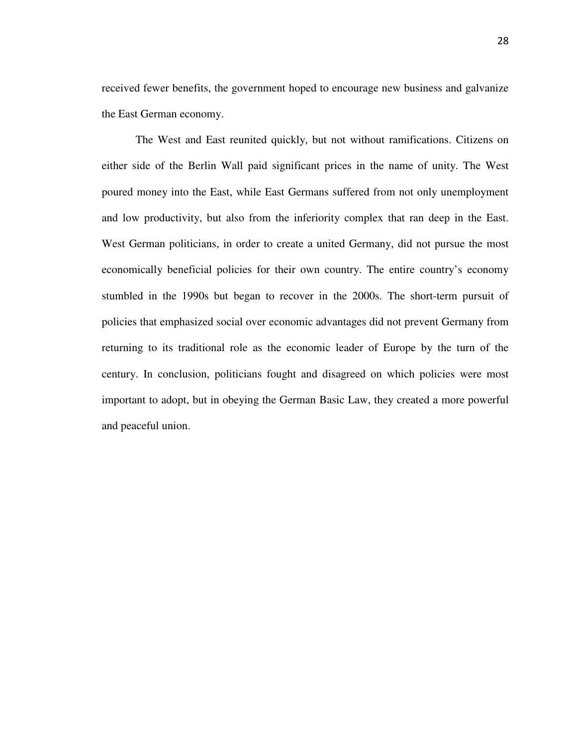received fewer benefits, the government hoped to encourage new business and galvanize the East German economy.

The West and East reunited quickly, but not without ramifications. Citizens on either side of the Berlin Wall paid significant prices in the name of unity. The West poured money into the East, while East Germans suffered from not only unemployment and low productivity, but also from the inferiority complex that ran deep in the East. West German politicians, in order to create a united Germany, did not pursue the most economically beneficial policies for their own country. The entire country's economy stumbled in the 1990s but began to recover in the 2000s. The short-term pursuit of policies that emphasized social over economic advantages did not prevent Germany from returning to its traditional role as the economic leader of Europe by the turn of the century. In conclusion, politicians fought and disagreed on which policies were most important to adopt, but in obeying the German Basic Law, they created a more powerful and peaceful union.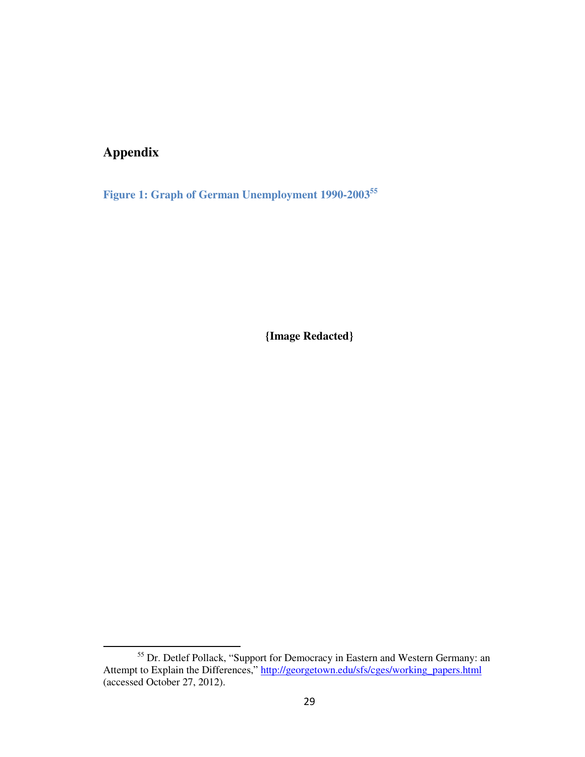## Appendix

**Figure 1: Graph of German Unemployment 1990-2003**[55]

**{Image Redacted}**

[55] Dr. Detlef Pollack, "Support for Democracy in Eastern and Western Germany: an Attempt to Explain the Differences," http://georgetown.edu/sfs/cges/working_papers.html (accessed October 27, 2012).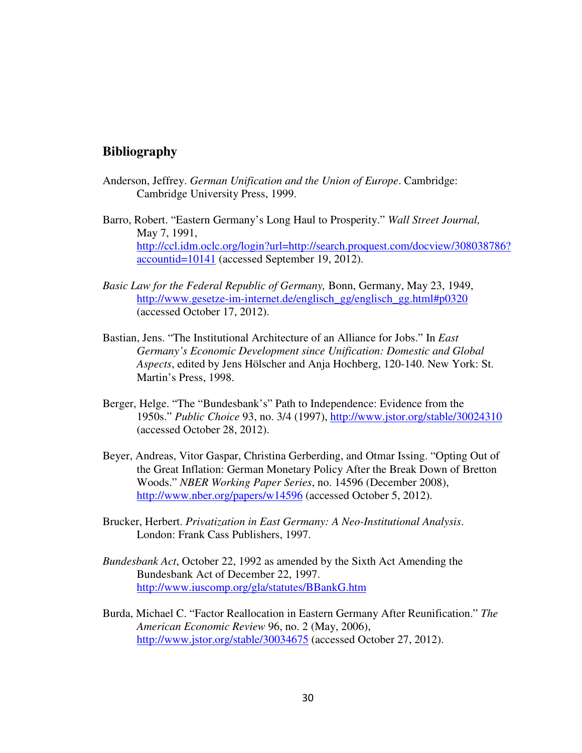## Bibliography

Anderson, Jeffrey. *German Unification and the Union of Europe*. Cambridge: Cambridge University Press, 1999.

Barro, Robert. "Eastern Germany's Long Haul to Prosperity." *Wall Street Journal,* May 7, 1991, http://ccl.idm.oclc.org/login?url=http://search.proquest.com/docview/308038786?accountid=10141 (accessed September 19, 2012).

*Basic Law for the Federal Republic of Germany,* Bonn, Germany, May 23, 1949, http://www.gesetze-im-internet.de/englisch_gg/englisch_gg.html#p0320 (accessed October 17, 2012).

Bastian, Jens. "The Institutional Architecture of an Alliance for Jobs." In *East Germany's Economic Development since Unification: Domestic and Global Aspects*, edited by Jens Hölscher and Anja Hochberg, 120-140. New York: St. Martin's Press, 1998.

Berger, Helge. "The "Bundesbank's" Path to Independence: Evidence from the 1950s." *Public Choice* 93, no. 3/4 (1997), http://www.jstor.org/stable/30024310 (accessed October 28, 2012).

Beyer, Andreas, Vitor Gaspar, Christina Gerberding, and Otmar Issing. "Opting Out of the Great Inflation: German Monetary Policy After the Break Down of Bretton Woods." *NBER Working Paper Series*, no. 14596 (December 2008), http://www.nber.org/papers/w14596 (accessed October 5, 2012).

Brucker, Herbert. *Privatization in East Germany: A Neo-Institutional Analysis*. London: Frank Cass Publishers, 1997.

*Bundesbank Act*, October 22, 1992 as amended by the Sixth Act Amending the Bundesbank Act of December 22, 1997. http://www.iuscomp.org/gla/statutes/BBankG.htm

Burda, Michael C. "Factor Reallocation in Eastern Germany After Reunification." *The American Economic Review* 96, no. 2 (May, 2006), http://www.jstor.org/stable/30034675 (accessed October 27, 2012).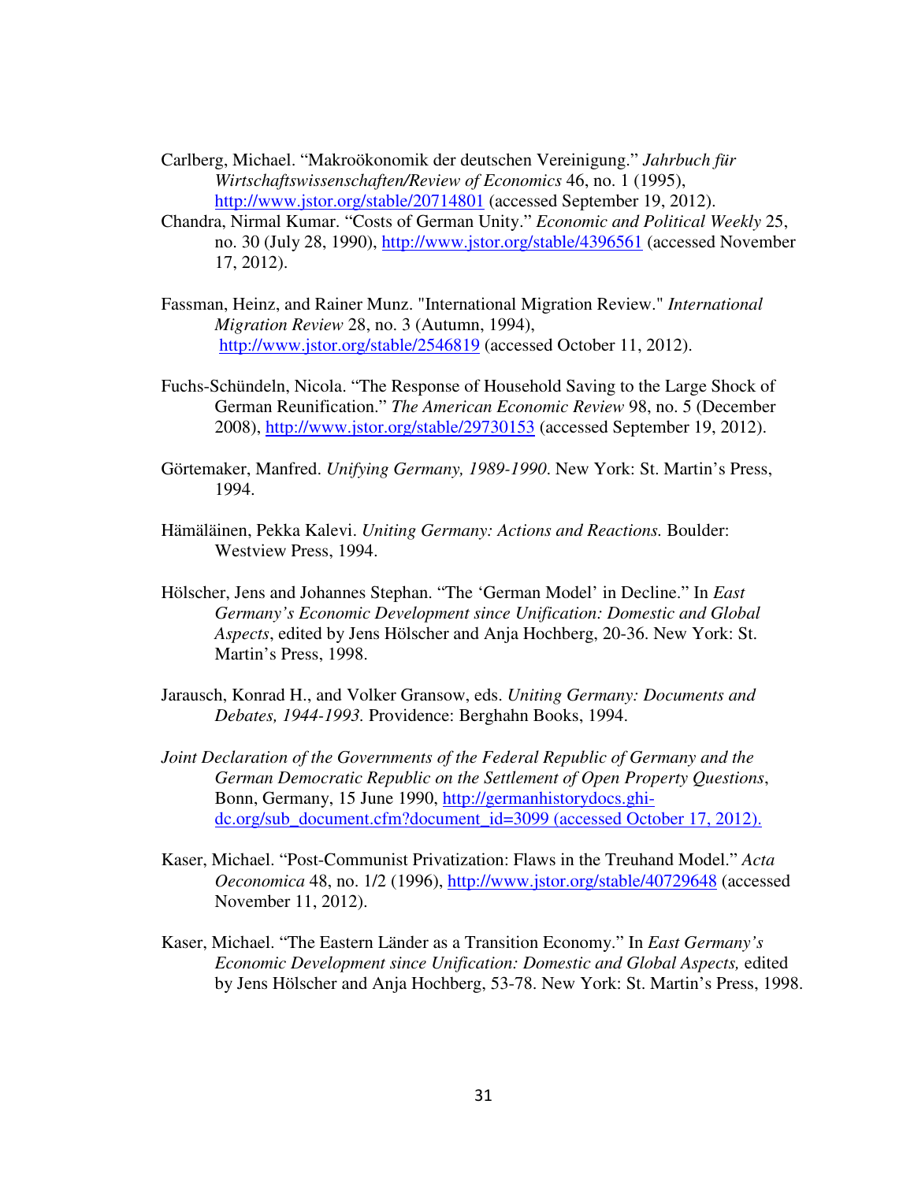Carlberg, Michael. "Makroökonomik der deutschen Vereinigung." *Jahrbuch für Wirtschaftswissenschaften/Review of Economics* 46, no. 1 (1995), http://www.jstor.org/stable/20714801 (accessed September 19, 2012).

Chandra, Nirmal Kumar. "Costs of German Unity." *Economic and Political Weekly* 25, no. 30 (July 28, 1990), http://www.jstor.org/stable/4396561 (accessed November 17, 2012).

Fassman, Heinz, and Rainer Munz. "International Migration Review." *International Migration Review* 28, no. 3 (Autumn, 1994), http://www.jstor.org/stable/2546819 (accessed October 11, 2012).

Fuchs-Schündeln, Nicola. "The Response of Household Saving to the Large Shock of German Reunification." *The American Economic Review* 98, no. 5 (December 2008), http://www.jstor.org/stable/29730153 (accessed September 19, 2012).

Görtemaker, Manfred. *Unifying Germany, 1989-1990*. New York: St. Martin's Press, 1994.

Hämäläinen, Pekka Kalevi. *Uniting Germany: Actions and Reactions.* Boulder: Westview Press, 1994.

Hölscher, Jens and Johannes Stephan. "The 'German Model' in Decline." In *East Germany's Economic Development since Unification: Domestic and Global Aspects*, edited by Jens Hölscher and Anja Hochberg, 20-36. New York: St. Martin's Press, 1998.

Jarausch, Konrad H., and Volker Gransow, eds. *Uniting Germany: Documents and Debates, 1944-1993.* Providence: Berghahn Books, 1994.

*Joint Declaration of the Governments of the Federal Republic of Germany and the German Democratic Republic on the Settlement of Open Property Questions*, Bonn, Germany, 15 June 1990, http://germanhistorydocs.ghi-dc.org/sub_document.cfm?document_id=3099 (accessed October 17, 2012).

Kaser, Michael. "Post-Communist Privatization: Flaws in the Treuhand Model." *Acta Oeconomica* 48, no. 1/2 (1996), http://www.jstor.org/stable/40729648 (accessed November 11, 2012).

Kaser, Michael. "The Eastern Länder as a Transition Economy." In *East Germany's Economic Development since Unification: Domestic and Global Aspects,* edited by Jens Hölscher and Anja Hochberg, 53-78. New York: St. Martin's Press, 1998.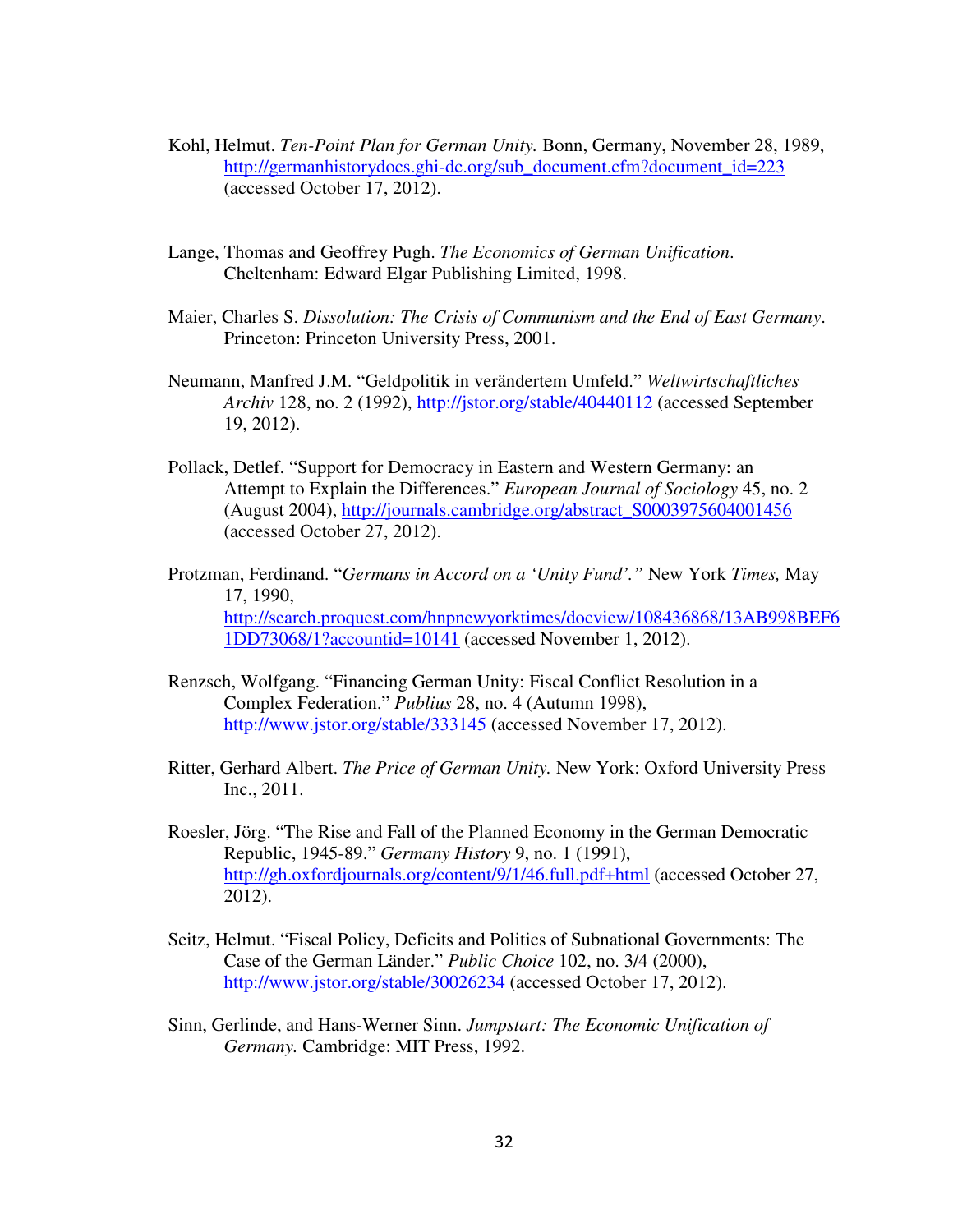Kohl, Helmut. *Ten-Point Plan for German Unity.* Bonn, Germany, November 28, 1989, http://germanhistorydocs.ghi-dc.org/sub_document.cfm?document_id=223 (accessed October 17, 2012).

Lange, Thomas and Geoffrey Pugh. *The Economics of German Unification*. Cheltenham: Edward Elgar Publishing Limited, 1998.

Maier, Charles S. *Dissolution: The Crisis of Communism and the End of East Germany*. Princeton: Princeton University Press, 2001.

Neumann, Manfred J.M. "Geldpolitik in verändertem Umfeld." *Weltwirtschaftliches Archiv* 128, no. 2 (1992), http://jstor.org/stable/40440112 (accessed September 19, 2012).

Pollack, Detlef. "Support for Democracy in Eastern and Western Germany: an Attempt to Explain the Differences." *European Journal of Sociology* 45, no. 2 (August 2004), http://journals.cambridge.org/abstract_S0003975604001456 (accessed October 27, 2012).

Protzman, Ferdinand. "*Germans in Accord on a 'Unity Fund'.*" New York *Times,* May 17, 1990, http://search.proquest.com/hnpnewyorktimes/docview/108436868/13AB998BEF61DD73068/1?accountid=10141 (accessed November 1, 2012).

Renzsch, Wolfgang. "Financing German Unity: Fiscal Conflict Resolution in a Complex Federation." *Publius* 28, no. 4 (Autumn 1998), http://www.jstor.org/stable/333145 (accessed November 17, 2012).

Ritter, Gerhard Albert. *The Price of German Unity.* New York: Oxford University Press Inc., 2011.

Roesler, Jörg. "The Rise and Fall of the Planned Economy in the German Democratic Republic, 1945-89." *Germany History* 9, no. 1 (1991), http://gh.oxfordjournals.org/content/9/1/46.full.pdf+html (accessed October 27, 2012).

Seitz, Helmut. "Fiscal Policy, Deficits and Politics of Subnational Governments: The Case of the German Länder." *Public Choice* 102, no. 3/4 (2000), http://www.jstor.org/stable/30026234 (accessed October 17, 2012).

Sinn, Gerlinde, and Hans-Werner Sinn. *Jumpstart: The Economic Unification of Germany.* Cambridge: MIT Press, 1992.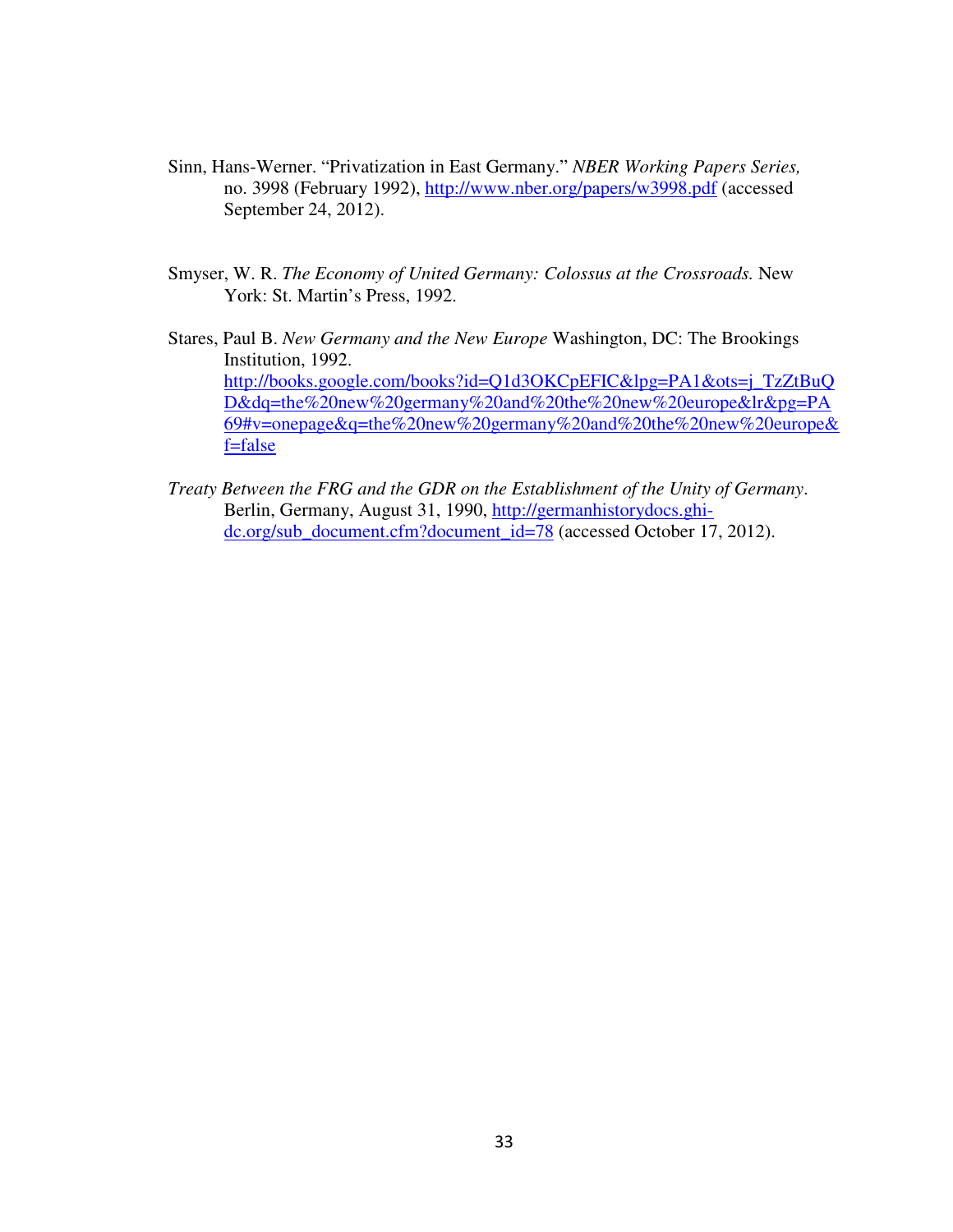Sinn, Hans-Werner. "Privatization in East Germany." *NBER Working Papers Series,* no. 3998 (February 1992), http://www.nber.org/papers/w3998.pdf (accessed September 24, 2012).

Smyser, W. R. *The Economy of United Germany: Colossus at the Crossroads.* New York: St. Martin's Press, 1992.

Stares, Paul B. *New Germany and the New Europe* Washington, DC: The Brookings Institution, 1992. http://books.google.com/books?id=Q1d3OKCpEFIC&lpg=PA1&ots=j_TzZtBuQD&dq=the%20new%20germany%20and%20the%20new%20europe&lr&pg=PA69#v=onepage&q=the%20new%20germany%20and%20the%20new%20europe&f=false

*Treaty Between the FRG and the GDR on the Establishment of the Unity of Germany*. Berlin, Germany, August 31, 1990, http://germanhistorydocs.ghi-dc.org/sub_document.cfm?document_id=78 (accessed October 17, 2012).